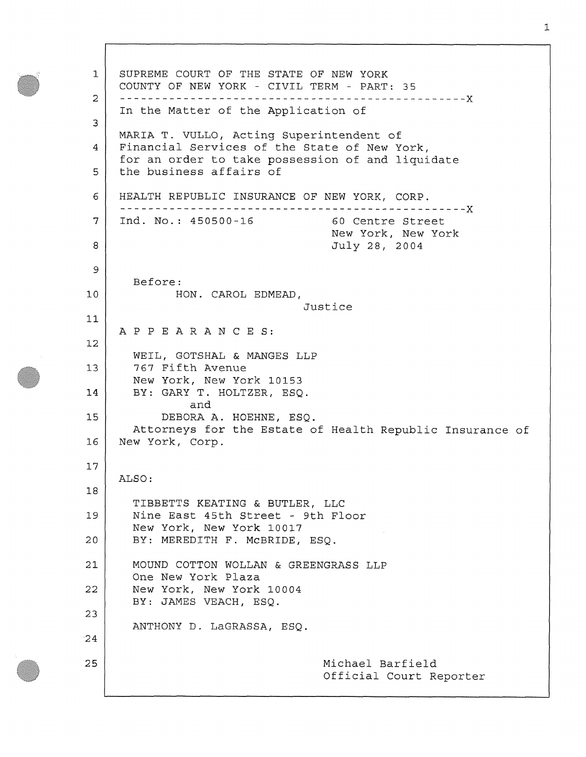SUPREME COURT OF THE STATE OF NEW YORK
COUNTY OF NEW YORK - CIVIL TERM - PART: 35

---

In the Matter of the Application of

MARIA T. VULLO, Acting Superintendent of Financial Services of the State of New York, for an order to take possession of and liquidate the business affairs of

HEALTH REPUBLIC INSURANCE OF NEW YORK, CORP.

---

Ind. No.: 450500-16

60 Centre Street
New York, New York
July 28, 2004

Before:
HON. CAROL EDMEAD,
Justice

A P P E A R A N C E S:

WEIL, GOTSHAL & MANGES LLP
767 Fifth Avenue
New York, New York 10153
BY: GARY T. HOLTZER, ESQ.
and
DEBORA A. HOEHNE, ESQ.
Attorneys for the Estate of Health Republic Insurance of New York, Corp.

ALSO:

TIBBETTS KEATING & BUTLER, LLC
Nine East 45th Street - 9th Floor
New York, New York 10017
BY: MEREDITH F. McBRIDE, ESQ.

MOUND COTTON WOLLAN & GREENGRASS LLP
One New York Plaza
New York, New York 10004
BY: JAMES VEACH, ESQ.

ANTHONY D. LaGRASSA, ESQ.

Michael Barfield
Official Court Reporter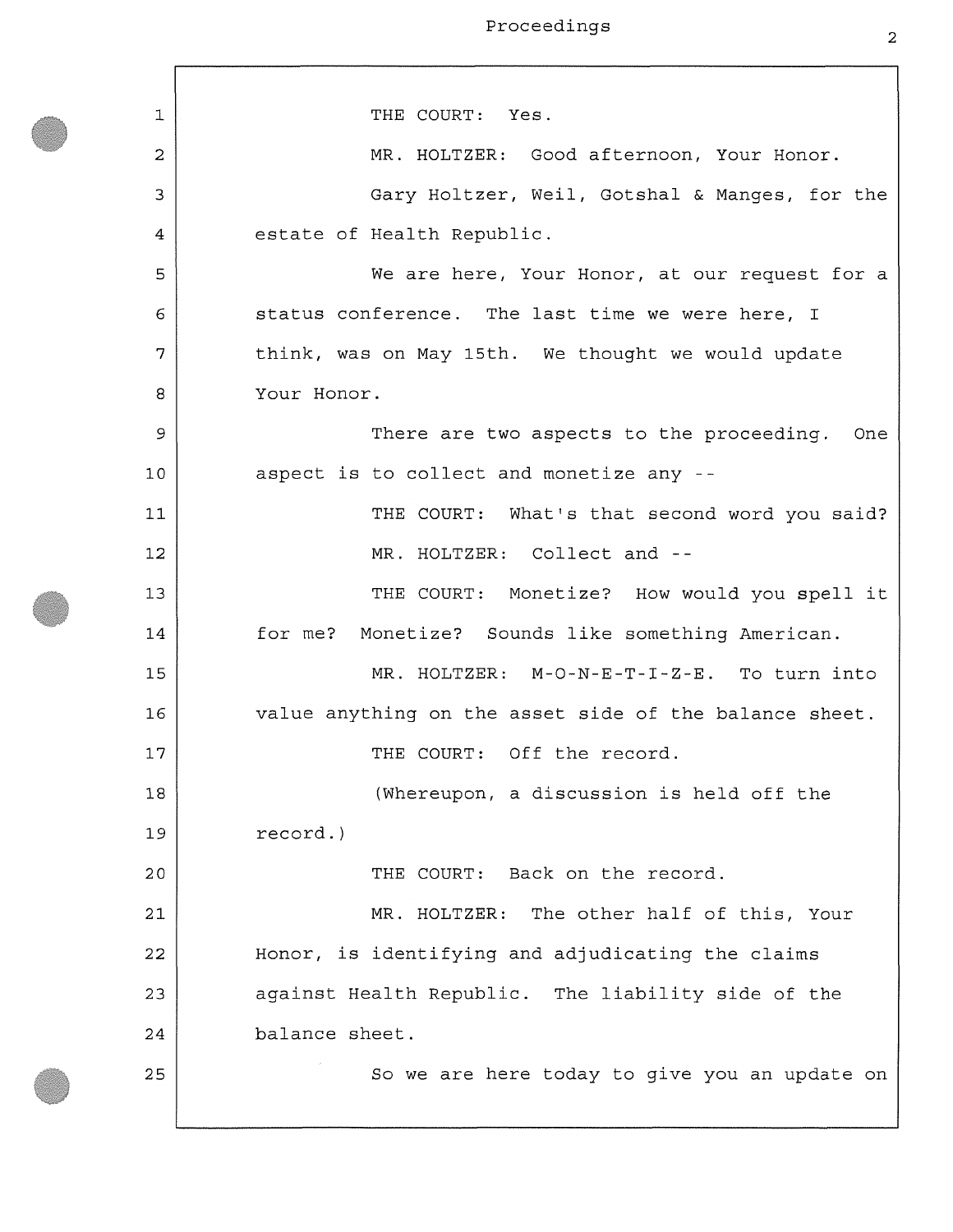THE COURT: Yes.

MR. HOLTZER: Good afternoon, Your Honor.

Gary Holtzer, Weil, Gotshal & Manges, for the estate of Health Republic.

We are here, Your Honor, at our request for a status conference. The last time we were here, I think, was on May 15th. We thought we would update Your Honor.

There are two aspects to the proceeding. One aspect is to collect and monetize any --

THE COURT: What's that second word you said?

MR. HOLTZER: Collect and --

THE COURT: Monetize? How would you spell it for me? Monetize? Sounds like something American.

MR. HOLTZER: M-O-N-E-T-I-Z-E. To turn into value anything on the asset side of the balance sheet.

THE COURT: Off the record.

(Whereupon, a discussion is held off the record.)

THE COURT: Back on the record.

MR. HOLTZER: The other half of this, Your Honor, is identifying and adjudicating the claims against Health Republic. The liability side of the balance sheet.

So we are here today to give you an update on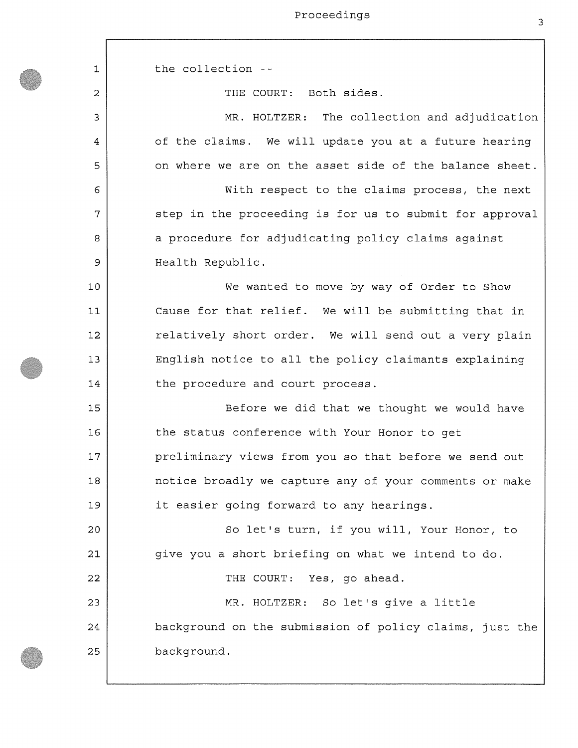the collection --

THE COURT: Both sides.

MR. HOLTZER: The collection and adjudication of the claims. We will update you at a future hearing on where we are on the asset side of the balance sheet.

With respect to the claims process, the next step in the proceeding is for us to submit for approval a procedure for adjudicating policy claims against Health Republic.

We wanted to move by way of Order to Show Cause for that relief. We will be submitting that in relatively short order. We will send out a very plain English notice to all the policy claimants explaining the procedure and court process.

Before we did that we thought we would have the status conference with Your Honor to get preliminary views from you so that before we send out notice broadly we capture any of your comments or make it easier going forward to any hearings.

So let's turn, if you will, Your Honor, to give you a short briefing on what we intend to do.

THE COURT: Yes, go ahead.

MR. HOLTZER: So let's give a little background on the submission of policy claims, just the background.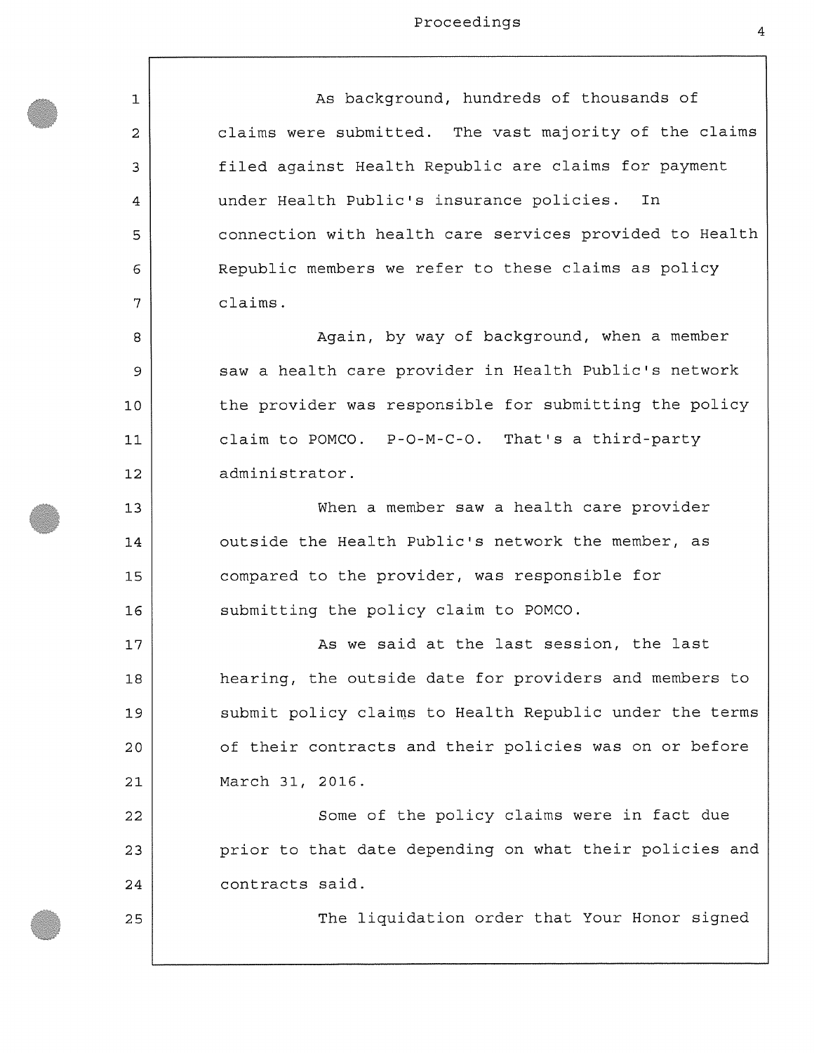As background, hundreds of thousands of claims were submitted. The vast majority of the claims filed against Health Republic are claims for payment under Health Public's insurance policies. In connection with health care services provided to Health Republic members we refer to these claims as policy claims.

Again, by way of background, when a member saw a health care provider in Health Public's network the provider was responsible for submitting the policy claim to POMCO. P-O-M-C-O. That's a third-party administrator.

When a member saw a health care provider outside the Health Public's network the member, as compared to the provider, was responsible for submitting the policy claim to POMCO.

As we said at the last session, the last hearing, the outside date for providers and members to submit policy claims to Health Republic under the terms of their contracts and their policies was on or before March 31, 2016.

Some of the policy claims were in fact due prior to that date depending on what their policies and contracts said.

The liquidation order that Your Honor signed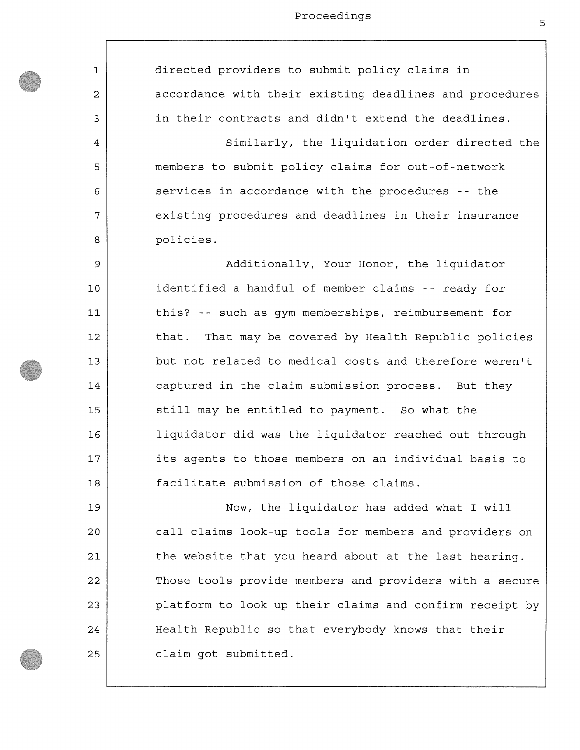directed providers to submit policy claims in accordance with their existing deadlines and procedures in their contracts and didn't extend the deadlines.

Similarly, the liquidation order directed the members to submit policy claims for out-of-network services in accordance with the procedures -- the existing procedures and deadlines in their insurance policies.

Additionally, Your Honor, the liquidator identified a handful of member claims -- ready for this? -- such as gym memberships, reimbursement for that. That may be covered by Health Republic policies but not related to medical costs and therefore weren't captured in the claim submission process. But they still may be entitled to payment. So what the liquidator did was the liquidator reached out through its agents to those members on an individual basis to facilitate submission of those claims.

Now, the liquidator has added what I will call claims look-up tools for members and providers on the website that you heard about at the last hearing. Those tools provide members and providers with a secure platform to look up their claims and confirm receipt by Health Republic so that everybody knows that their claim got submitted.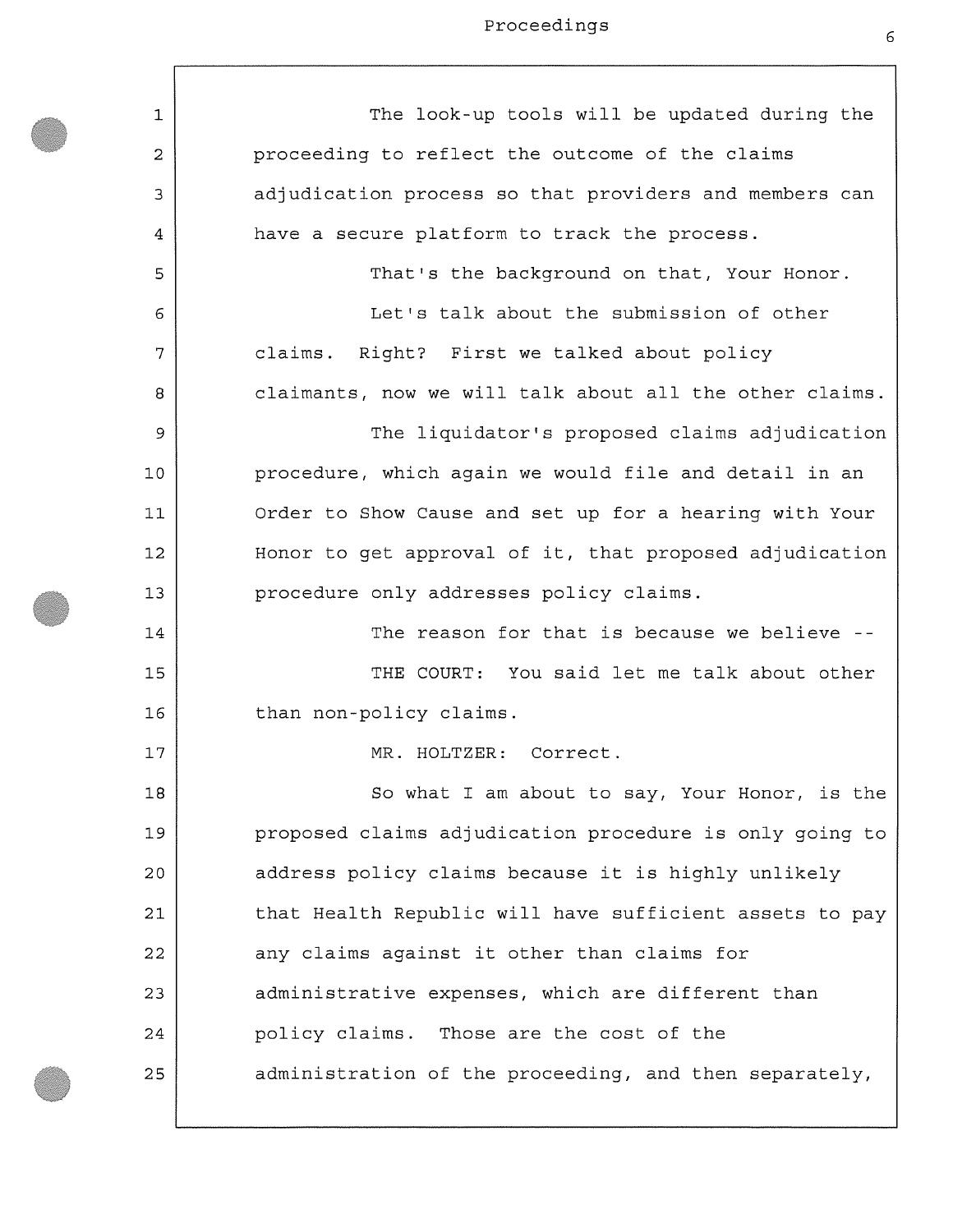The look-up tools will be updated during the proceeding to reflect the outcome of the claims adjudication process so that providers and members can have a secure platform to track the process.

That's the background on that, Your Honor.

Let's talk about the submission of other claims. Right? First we talked about policy claimants, now we will talk about all the other claims.

The liquidator's proposed claims adjudication procedure, which again we would file and detail in an Order to Show Cause and set up for a hearing with Your Honor to get approval of it, that proposed adjudication procedure only addresses policy claims.

The reason for that is because we believe --

THE COURT: You said let me talk about other than non-policy claims.

MR. HOLTZER: Correct.

So what I am about to say, Your Honor, is the proposed claims adjudication procedure is only going to address policy claims because it is highly unlikely that Health Republic will have sufficient assets to pay any claims against it other than claims for administrative expenses, which are different than policy claims. Those are the cost of the administration of the proceeding, and then separately,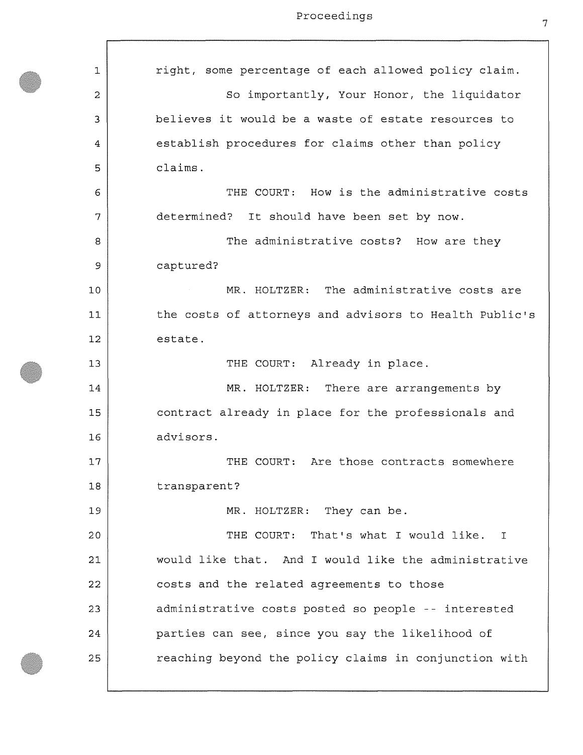right, some percentage of each allowed policy claim.

So importantly, Your Honor, the liquidator believes it would be a waste of estate resources to establish procedures for claims other than policy claims.

THE COURT: How is the administrative costs determined? It should have been set by now.

The administrative costs? How are they captured?

MR. HOLTZER: The administrative costs are the costs of attorneys and advisors to Health Public's estate.

THE COURT: Already in place.

MR. HOLTZER: There are arrangements by contract already in place for the professionals and advisors.

THE COURT: Are those contracts somewhere transparent?

MR. HOLTZER: They can be.

THE COURT: That's what I would like. I would like that. And I would like the administrative costs and the related agreements to those administrative costs posted so people -- interested parties can see, since you say the likelihood of reaching beyond the policy claims in conjunction with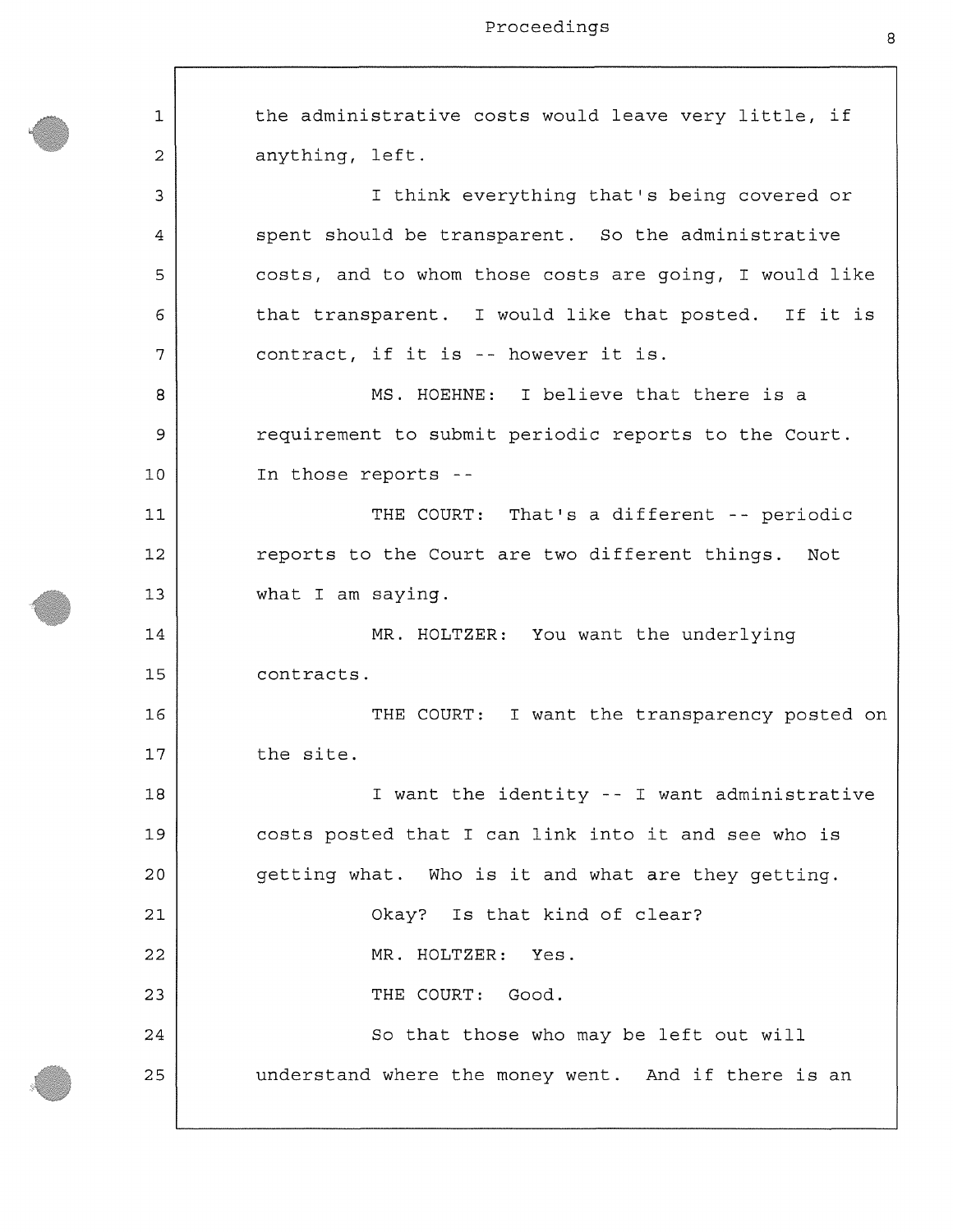the administrative costs would leave very little, if anything, left.

I think everything that's being covered or spent should be transparent. So the administrative costs, and to whom those costs are going, I would like that transparent. I would like that posted. If it is contract, if it is -- however it is.

MS. HOEHNE: I believe that there is a requirement to submit periodic reports to the Court. In those reports --

THE COURT: That's a different -- periodic reports to the Court are two different things. Not what I am saying.

MR. HOLTZER: You want the underlying contracts.

THE COURT: I want the transparency posted on the site.

I want the identity -- I want administrative costs posted that I can link into it and see who is getting what. Who is it and what are they getting.

Okay? Is that kind of clear?

MR. HOLTZER: Yes.

THE COURT: Good.

So that those who may be left out will understand where the money went. And if there is an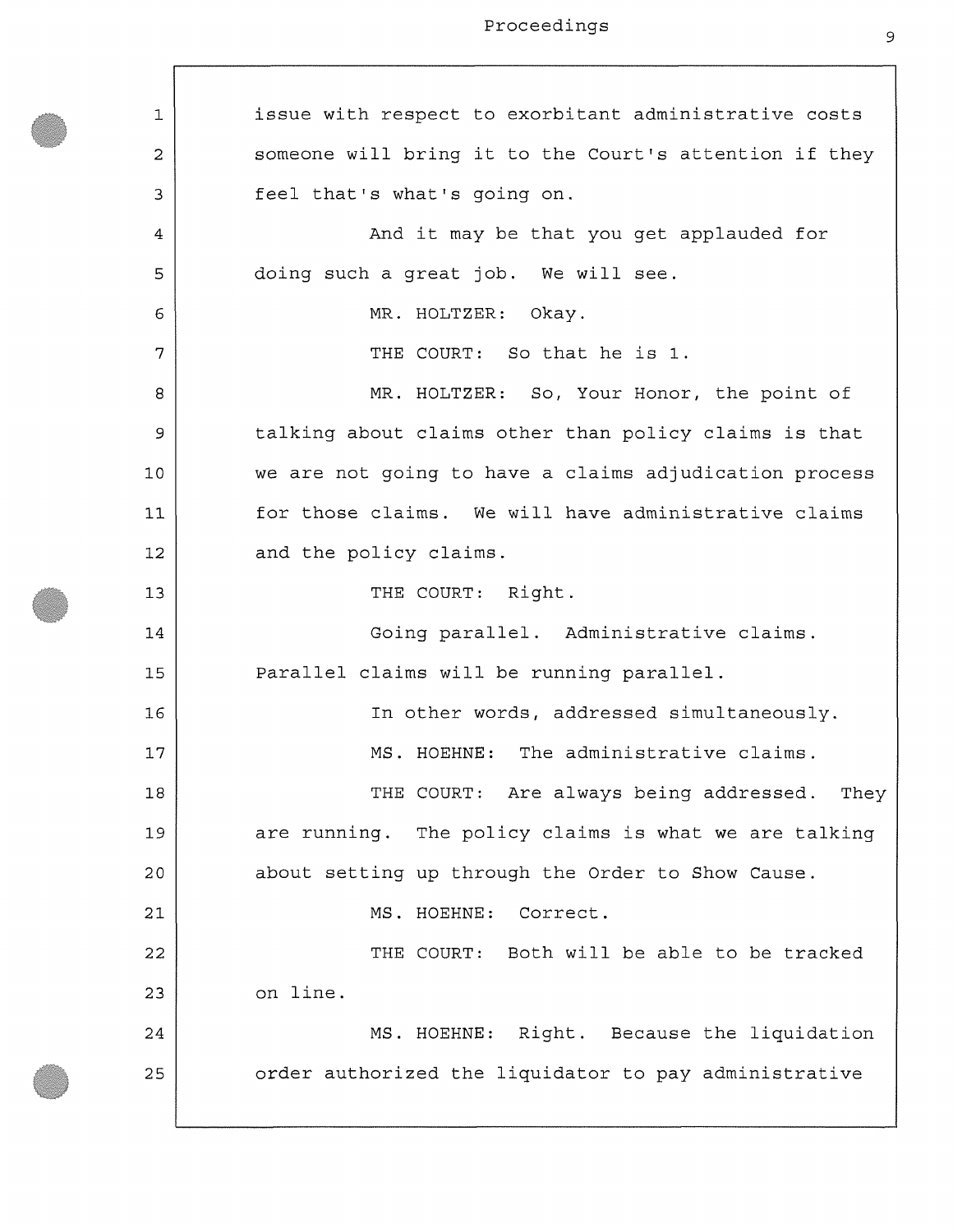issue with respect to exorbitant administrative costs someone will bring it to the Court's attention if they feel that's what's going on.

And it may be that you get applauded for doing such a great job. We will see.

MR. HOLTZER: Okay.

THE COURT: So that he is 1.

MR. HOLTZER: So, Your Honor, the point of talking about claims other than policy claims is that we are not going to have a claims adjudication process for those claims. We will have administrative claims and the policy claims.

THE COURT: Right.

Going parallel. Administrative claims. Parallel claims will be running parallel.

In other words, addressed simultaneously.

MS. HOEHNE: The administrative claims.

THE COURT: Are always being addressed. They are running. The policy claims is what we are talking about setting up through the Order to Show Cause.

MS. HOEHNE: Correct.

THE COURT: Both will be able to be tracked on line.

MS. HOEHNE: Right. Because the liquidation order authorized the liquidator to pay administrative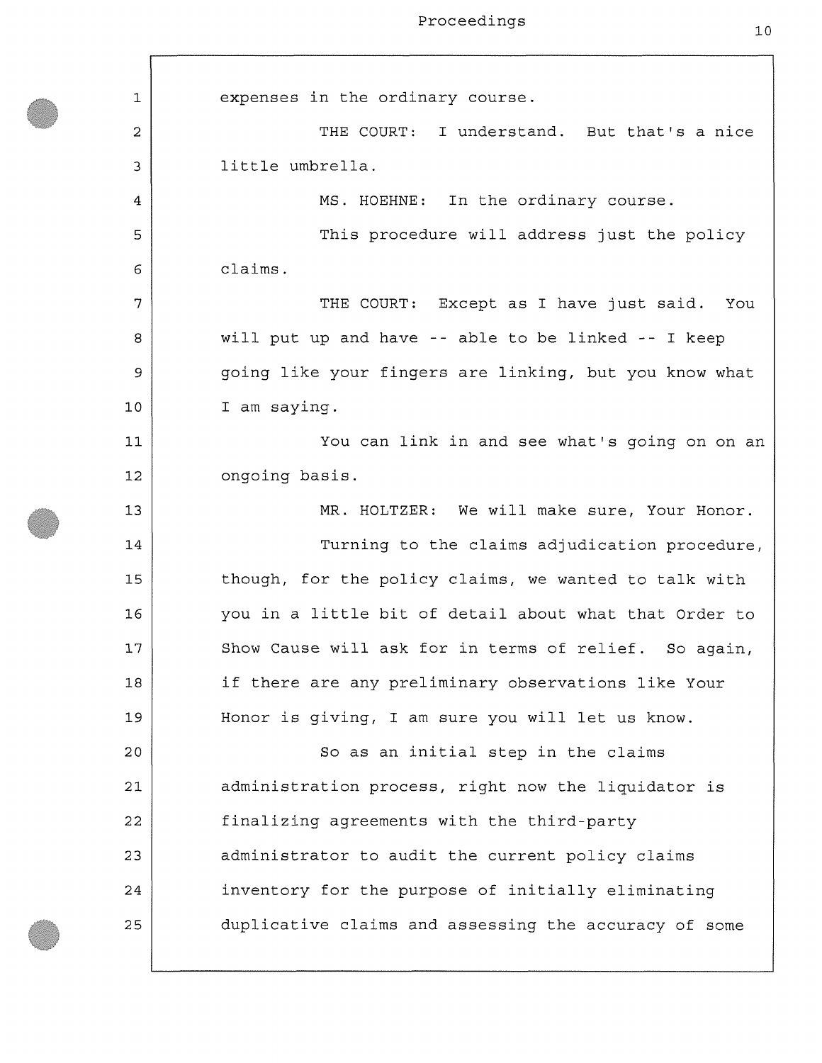expenses in the ordinary course.

THE COURT: I understand. But that's a nice little umbrella.

MS. HOEHNE: In the ordinary course.

This procedure will address just the policy claims.

THE COURT: Except as I have just said. You will put up and have -- able to be linked -- I keep going like your fingers are linking, but you know what I am saying.

You can link in and see what's going on on an ongoing basis.

MR. HOLTZER: We will make sure, Your Honor.

Turning to the claims adjudication procedure, though, for the policy claims, we wanted to talk with you in a little bit of detail about what that Order to Show Cause will ask for in terms of relief. So again, if there are any preliminary observations like Your Honor is giving, I am sure you will let us know.

So as an initial step in the claims administration process, right now the liquidator is finalizing agreements with the third-party administrator to audit the current policy claims inventory for the purpose of initially eliminating duplicative claims and assessing the accuracy of some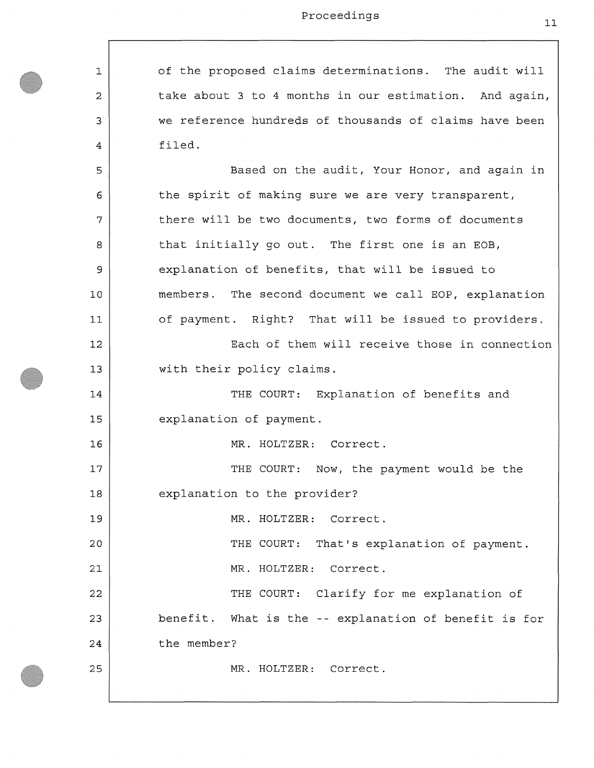of the proposed claims determinations. The audit will take about 3 to 4 months in our estimation. And again, we reference hundreds of thousands of claims have been filed.

Based on the audit, Your Honor, and again in the spirit of making sure we are very transparent, there will be two documents, two forms of documents that initially go out. The first one is an EOB, explanation of benefits, that will be issued to members. The second document we call EOP, explanation of payment. Right? That will be issued to providers.

Each of them will receive those in connection with their policy claims.

THE COURT: Explanation of benefits and explanation of payment.

MR. HOLTZER: Correct.

THE COURT: Now, the payment would be the explanation to the provider?

MR. HOLTZER: Correct.

THE COURT: That's explanation of payment.

MR. HOLTZER: Correct.

THE COURT: Clarify for me explanation of benefit. What is the -- explanation of benefit is for the member?

MR. HOLTZER: Correct.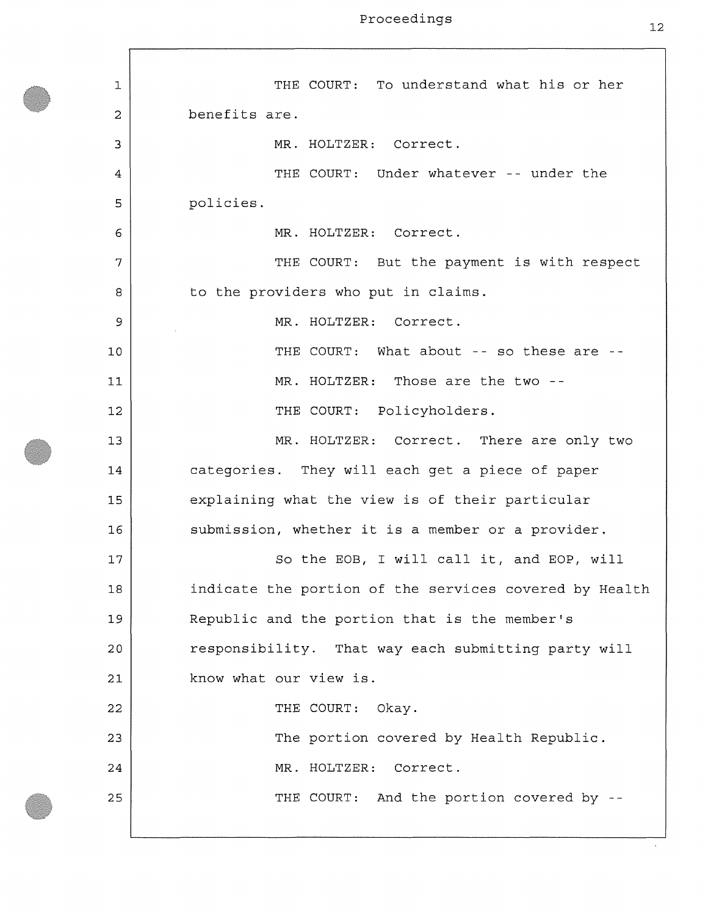THE COURT: To understand what his or her benefits are.

MR. HOLTZER: Correct.

THE COURT: Under whatever -- under the policies.

MR. HOLTZER: Correct.

THE COURT: But the payment is with respect to the providers who put in claims.

MR. HOLTZER: Correct.

THE COURT: What about -- so these are --

MR. HOLTZER: Those are the two --

THE COURT: Policyholders.

MR. HOLTZER: Correct. There are only two categories. They will each get a piece of paper explaining what the view is of their particular submission, whether it is a member or a provider.

So the EOB, I will call it, and EOP, will indicate the portion of the services covered by Health Republic and the portion that is the member's responsibility. That way each submitting party will know what our view is.

THE COURT: Okay.

The portion covered by Health Republic.

MR. HOLTZER: Correct.

THE COURT: And the portion covered by --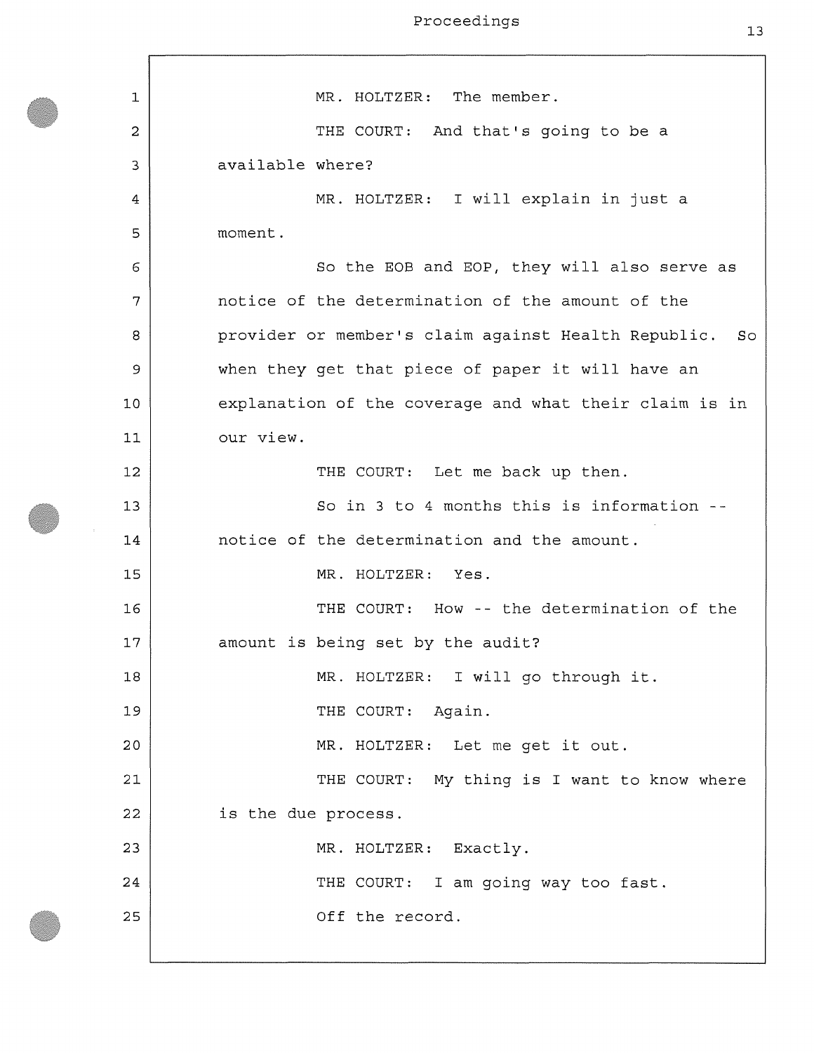MR. HOLTZER: The member.

THE COURT: And that's going to be a available where?

MR. HOLTZER: I will explain in just a moment.

So the EOB and EOP, they will also serve as notice of the determination of the amount of the provider or member's claim against Health Republic. So when they get that piece of paper it will have an explanation of the coverage and what their claim is in our view.

THE COURT: Let me back up then.

So in 3 to 4 months this is information -- notice of the determination and the amount.

MR. HOLTZER: Yes.

THE COURT: How -- the determination of the amount is being set by the audit?

MR. HOLTZER: I will go through it.

THE COURT: Again.

MR. HOLTZER: Let me get it out.

THE COURT: My thing is I want to know where is the due process.

MR. HOLTZER: Exactly.

THE COURT: I am going way too fast.

Off the record.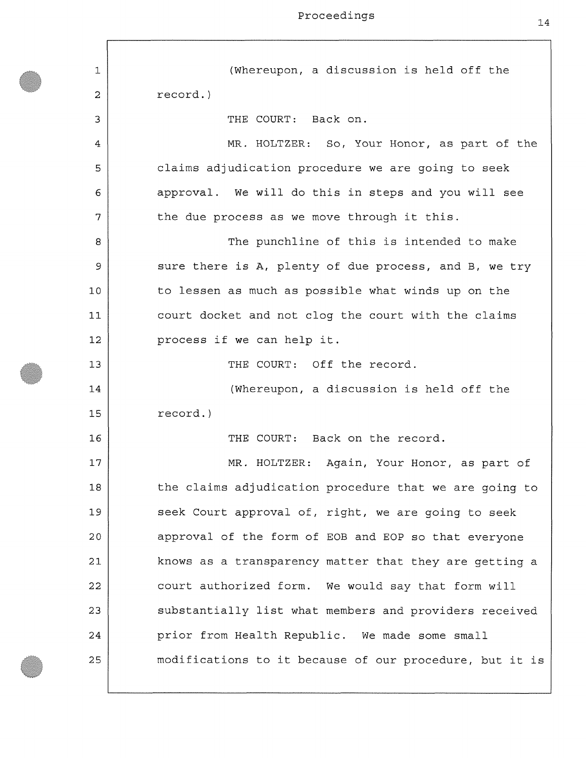(Whereupon, a discussion is held off the record.)

THE COURT: Back on.

MR. HOLTZER: So, Your Honor, as part of the claims adjudication procedure we are going to seek approval. We will do this in steps and you will see the due process as we move through it this.

The punchline of this is intended to make sure there is A, plenty of due process, and B, we try to lessen as much as possible what winds up on the court docket and not clog the court with the claims process if we can help it.

THE COURT: Off the record.

(Whereupon, a discussion is held off the record.)

THE COURT: Back on the record.

MR. HOLTZER: Again, Your Honor, as part of the claims adjudication procedure that we are going to seek Court approval of, right, we are going to seek approval of the form of EOB and EOP so that everyone knows as a transparency matter that they are getting a court authorized form. We would say that form will substantially list what members and providers received prior from Health Republic. We made some small modifications to it because of our procedure, but it is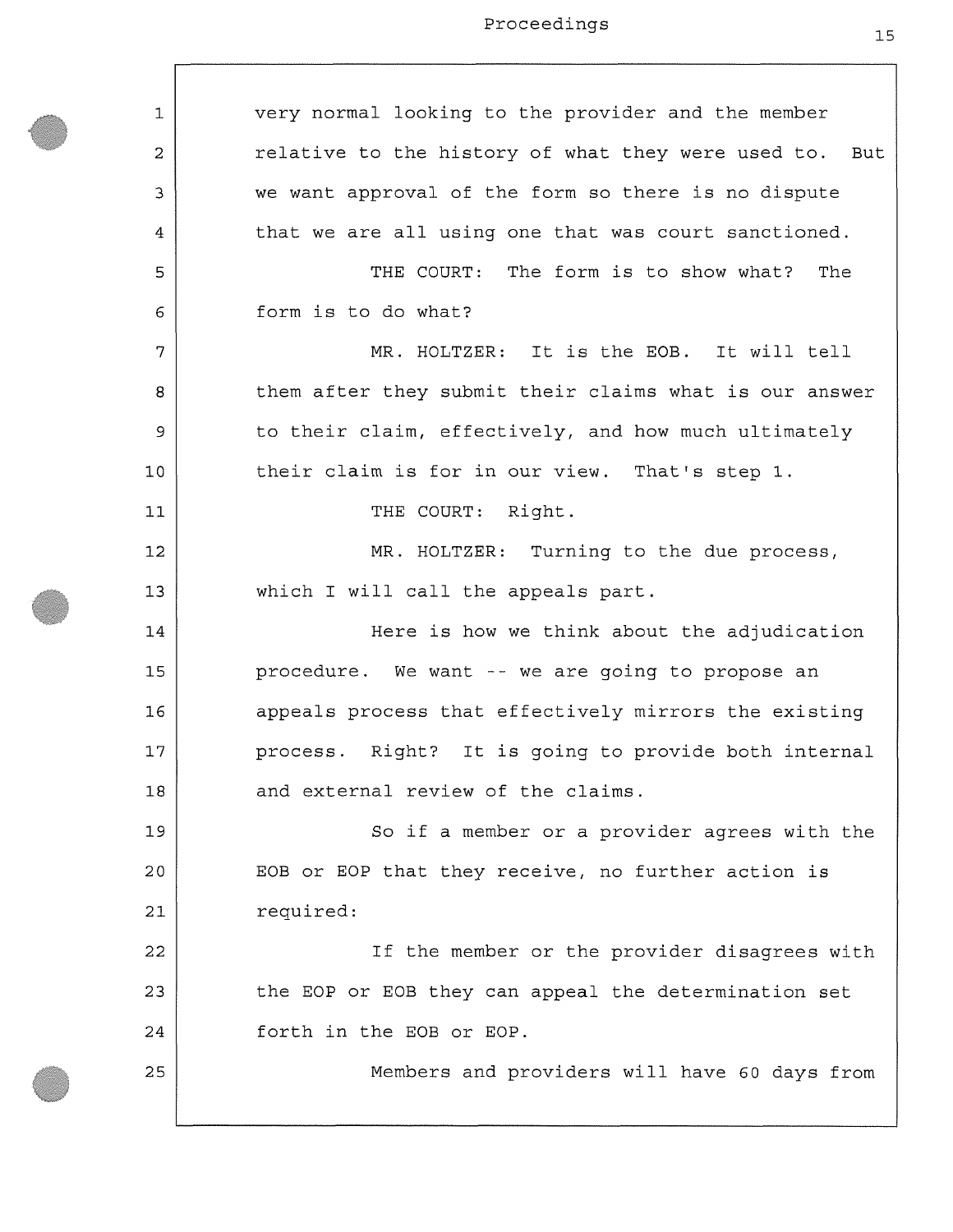very normal looking to the provider and the member relative to the history of what they were used to. But we want approval of the form so there is no dispute that we are all using one that was court sanctioned.

THE COURT: The form is to show what? The form is to do what?

MR. HOLTZER: It is the EOB. It will tell them after they submit their claims what is our answer to their claim, effectively, and how much ultimately their claim is for in our view. That's step 1.

THE COURT: Right.

MR. HOLTZER: Turning to the due process, which I will call the appeals part.

Here is how we think about the adjudication procedure. We want -- we are going to propose an appeals process that effectively mirrors the existing process. Right? It is going to provide both internal and external review of the claims.

So if a member or a provider agrees with the EOB or EOP that they receive, no further action is required:

If the member or the provider disagrees with the EOP or EOB they can appeal the determination set forth in the EOB or EOP.

Members and providers will have 60 days from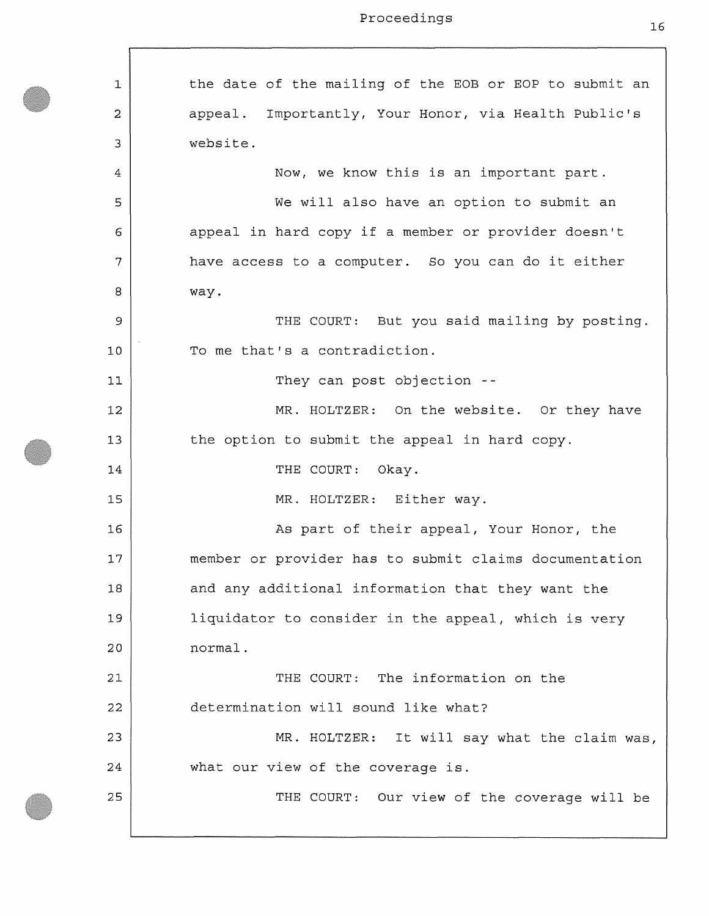the date of the mailing of the EOB or EOP to submit an appeal. Importantly, Your Honor, via Health Public's website.

Now, we know this is an important part.

We will also have an option to submit an appeal in hard copy if a member or provider doesn't have access to a computer. So you can do it either way.

THE COURT: But you said mailing by posting. To me that's a contradiction.

They can post objection --

MR. HOLTZER: On the website. Or they have the option to submit the appeal in hard copy.

THE COURT: Okay.

MR. HOLTZER: Either way.

As part of their appeal, Your Honor, the member or provider has to submit claims documentation and any additional information that they want the liquidator to consider in the appeal, which is very normal.

THE COURT: The information on the determination will sound like what?

MR. HOLTZER: It will say what the claim was, what our view of the coverage is.

THE COURT: Our view of the coverage will be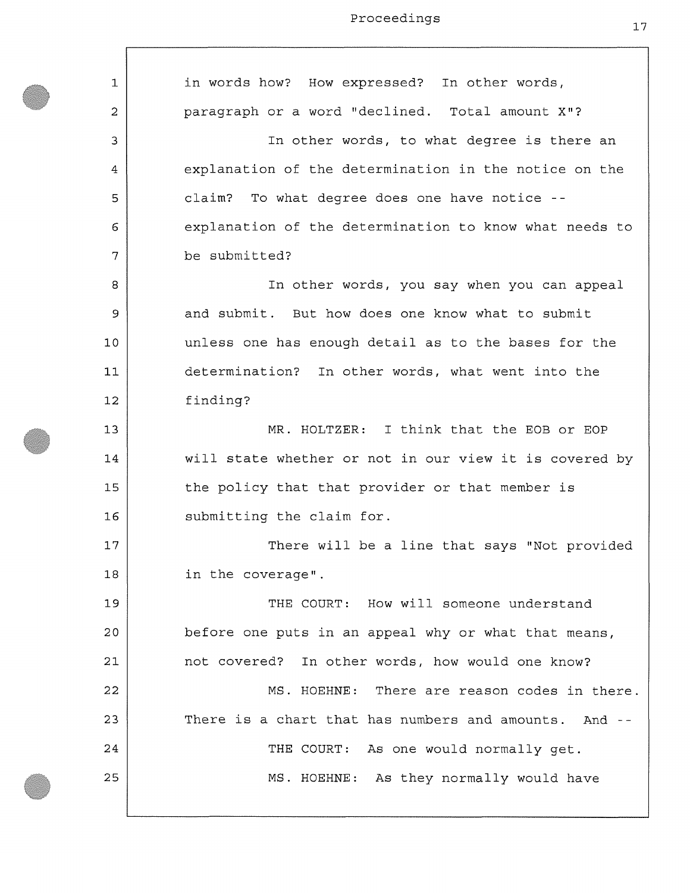in words how? How expressed? In other words, paragraph or a word "declined. Total amount X"?

In other words, to what degree is there an explanation of the determination in the notice on the claim? To what degree does one have notice -- explanation of the determination to know what needs to be submitted?

In other words, you say when you can appeal and submit. But how does one know what to submit unless one has enough detail as to the bases for the determination? In other words, what went into the finding?

MR. HOLTZER: I think that the EOB or EOP will state whether or not in our view it is covered by the policy that that provider or that member is submitting the claim for.

There will be a line that says "Not provided in the coverage".

THE COURT: How will someone understand before one puts in an appeal why or what that means, not covered? In other words, how would one know?

MS. HOEHNE: There are reason codes in there. There is a chart that has numbers and amounts. And --

THE COURT: As one would normally get.

MS. HOEHNE: As they normally would have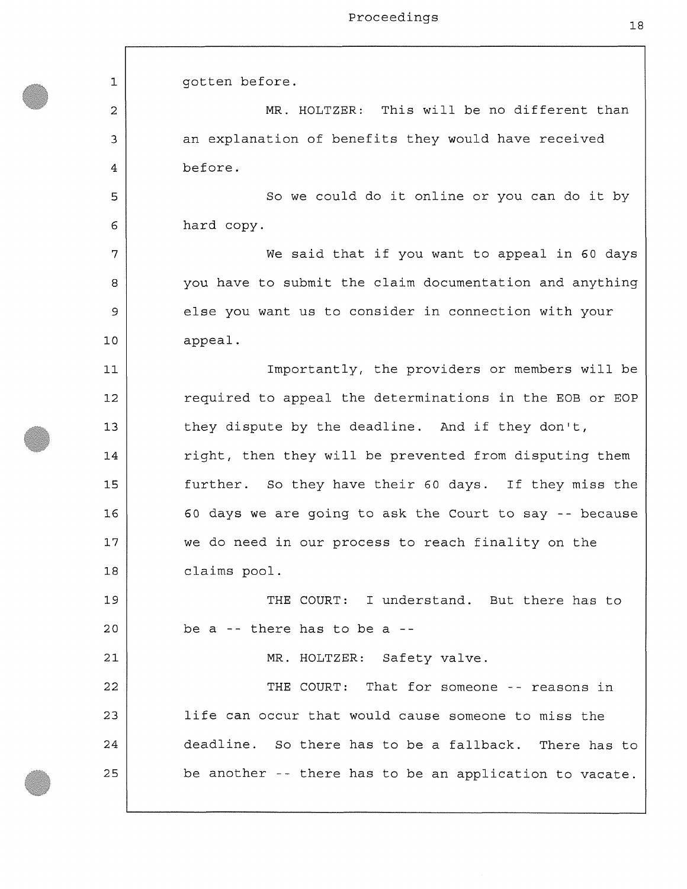gotten before.

MR. HOLTZER: This will be no different than an explanation of benefits they would have received before.

So we could do it online or you can do it by hard copy.

We said that if you want to appeal in 60 days you have to submit the claim documentation and anything else you want us to consider in connection with your appeal.

Importantly, the providers or members will be required to appeal the determinations in the EOB or EOP they dispute by the deadline. And if they don't, right, then they will be prevented from disputing them further. So they have their 60 days. If they miss the 60 days we are going to ask the Court to say -- because we do need in our process to reach finality on the claims pool.

THE COURT: I understand. But there has to be a -- there has to be a --

MR. HOLTZER: Safety valve.

THE COURT: That for someone -- reasons in life can occur that would cause someone to miss the deadline. So there has to be a fallback. There has to be another -- there has to be an application to vacate.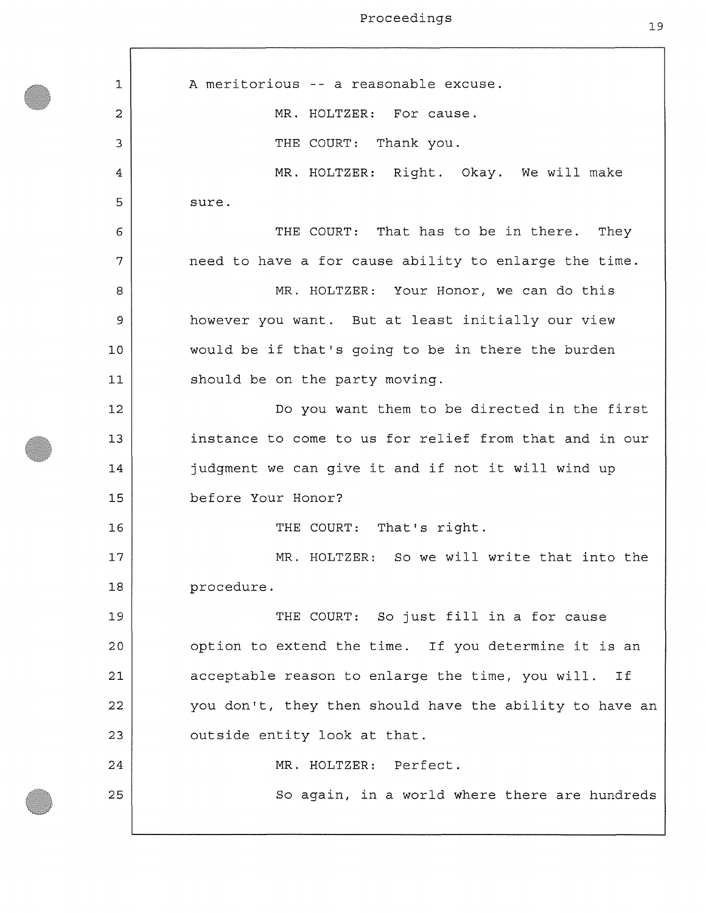A meritorious -- a reasonable excuse.

MR. HOLTZER: For cause.

THE COURT: Thank you.

MR. HOLTZER: Right. Okay. We will make sure.

THE COURT: That has to be in there. They need to have a for cause ability to enlarge the time.

MR. HOLTZER: Your Honor, we can do this however you want. But at least initially our view would be if that's going to be in there the burden should be on the party moving.

Do you want them to be directed in the first instance to come to us for relief from that and in our judgment we can give it and if not it will wind up before Your Honor?

THE COURT: That's right.

MR. HOLTZER: So we will write that into the procedure.

THE COURT: So just fill in a for cause option to extend the time. If you determine it is an acceptable reason to enlarge the time, you will. If you don't, they then should have the ability to have an outside entity look at that.

MR. HOLTZER: Perfect.

So again, in a world where there are hundreds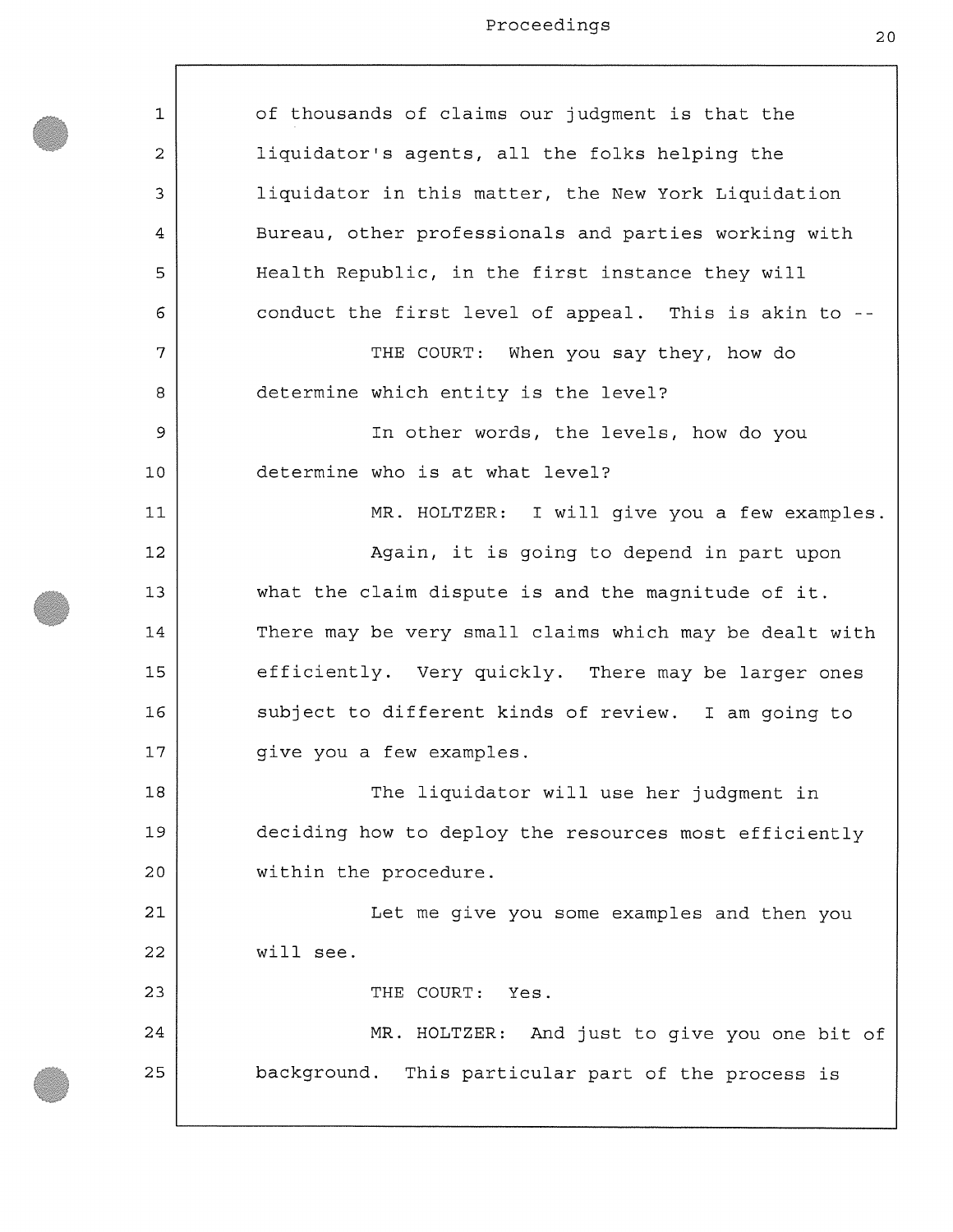of thousands of claims our judgment is that the liquidator's agents, all the folks helping the liquidator in this matter, the New York Liquidation Bureau, other professionals and parties working with Health Republic, in the first instance they will conduct the first level of appeal. This is akin to --

THE COURT: When you say they, how do determine which entity is the level?

In other words, the levels, how do you determine who is at what level?

MR. HOLTZER: I will give you a few examples.

Again, it is going to depend in part upon what the claim dispute is and the magnitude of it. There may be very small claims which may be dealt with efficiently. Very quickly. There may be larger ones subject to different kinds of review. I am going to give you a few examples.

The liquidator will use her judgment in deciding how to deploy the resources most efficiently within the procedure.

Let me give you some examples and then you will see.

THE COURT: Yes.

MR. HOLTZER: And just to give you one bit of background. This particular part of the process is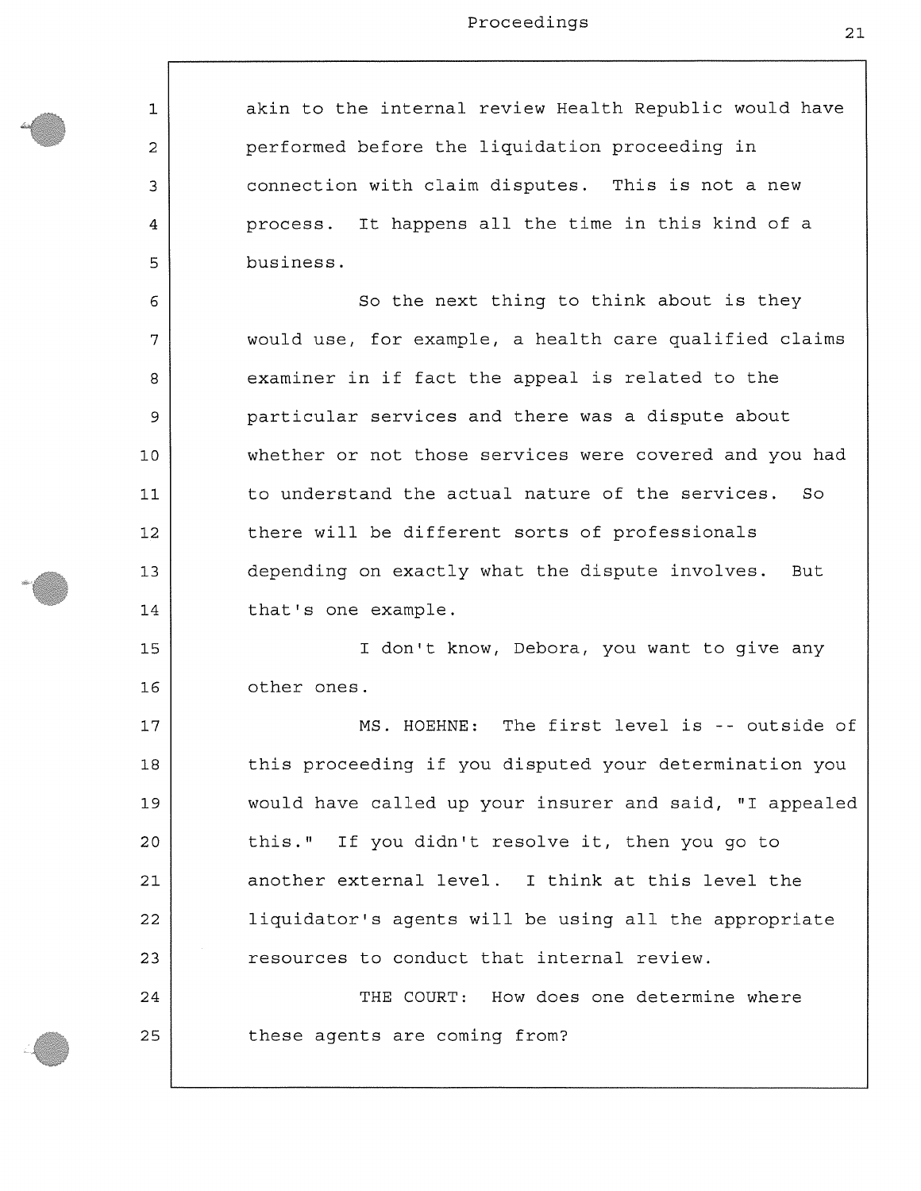akin to the internal review Health Republic would have performed before the liquidation proceeding in connection with claim disputes. This is not a new process. It happens all the time in this kind of a business.

So the next thing to think about is they would use, for example, a health care qualified claims examiner in if fact the appeal is related to the particular services and there was a dispute about whether or not those services were covered and you had to understand the actual nature of the services. So there will be different sorts of professionals depending on exactly what the dispute involves. But that's one example.

I don't know, Debora, you want to give any other ones.

MS. HOEHNE: The first level is -- outside of this proceeding if you disputed your determination you would have called up your insurer and said, "I appealed this." If you didn't resolve it, then you go to another external level. I think at this level the liquidator's agents will be using all the appropriate resources to conduct that internal review.

THE COURT: How does one determine where these agents are coming from?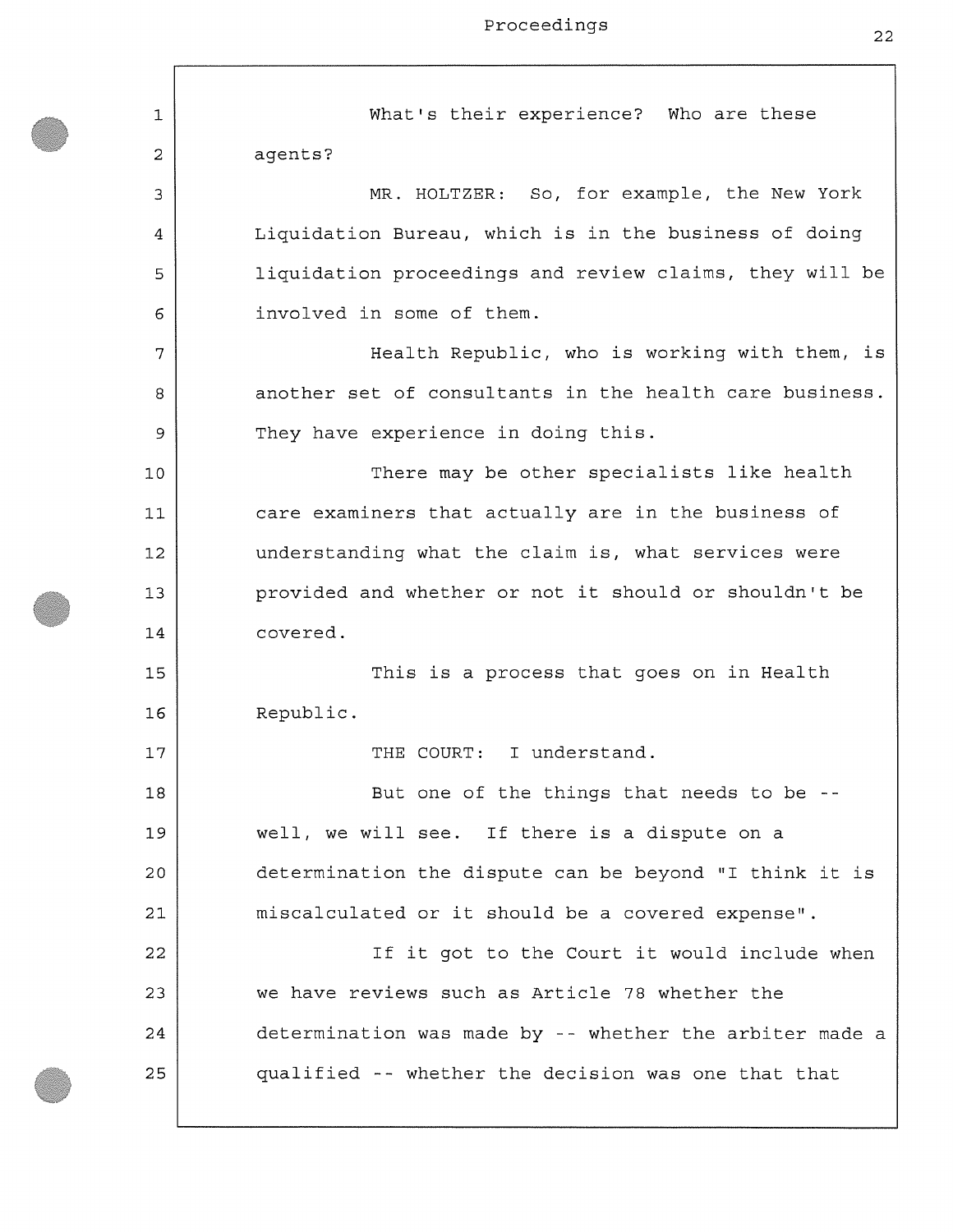What's their experience? Who are these agents?

MR. HOLTZER: So, for example, the New York Liquidation Bureau, which is in the business of doing liquidation proceedings and review claims, they will be involved in some of them.

Health Republic, who is working with them, is another set of consultants in the health care business. They have experience in doing this.

There may be other specialists like health care examiners that actually are in the business of understanding what the claim is, what services were provided and whether or not it should or shouldn't be covered.

This is a process that goes on in Health Republic.

THE COURT: I understand.

But one of the things that needs to be -- well, we will see. If there is a dispute on a determination the dispute can be beyond "I think it is miscalculated or it should be a covered expense".

If it got to the Court it would include when we have reviews such as Article 78 whether the determination was made by -- whether the arbiter made a qualified -- whether the decision was one that that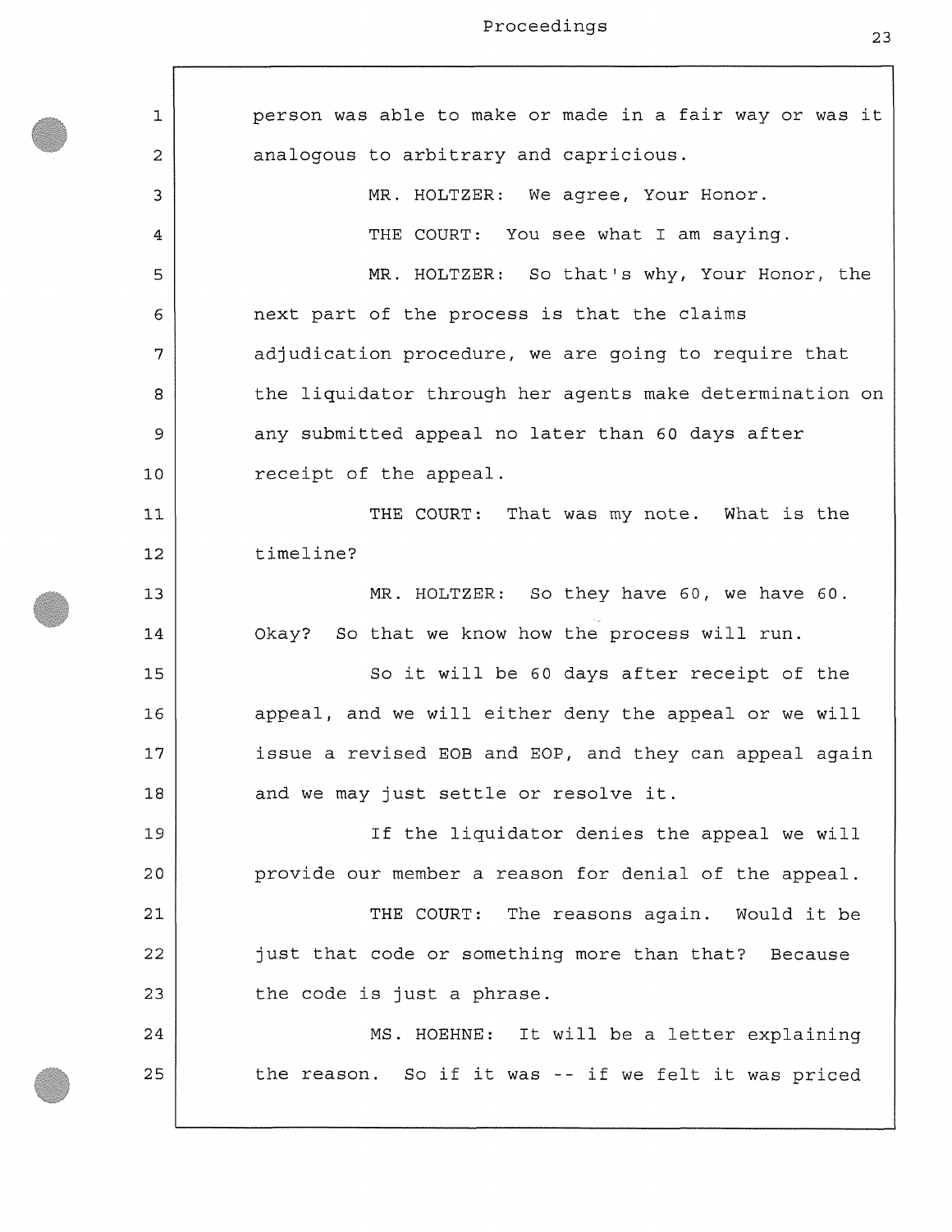person was able to make or made in a fair way or was it analogous to arbitrary and capricious.

MR. HOLTZER: We agree, Your Honor.

THE COURT: You see what I am saying.

MR. HOLTZER: So that's why, Your Honor, the next part of the process is that the claims adjudication procedure, we are going to require that the liquidator through her agents make determination on any submitted appeal no later than 60 days after receipt of the appeal.

THE COURT: That was my note. What is the timeline?

MR. HOLTZER: So they have 60, we have 60. Okay? So that we know how the process will run.

So it will be 60 days after receipt of the appeal, and we will either deny the appeal or we will issue a revised EOB and EOP, and they can appeal again and we may just settle or resolve it.

If the liquidator denies the appeal we will provide our member a reason for denial of the appeal.

THE COURT: The reasons again. Would it be just that code or something more than that? Because the code is just a phrase.

MS. HOEHNE: It will be a letter explaining the reason. So if it was -- if we felt it was priced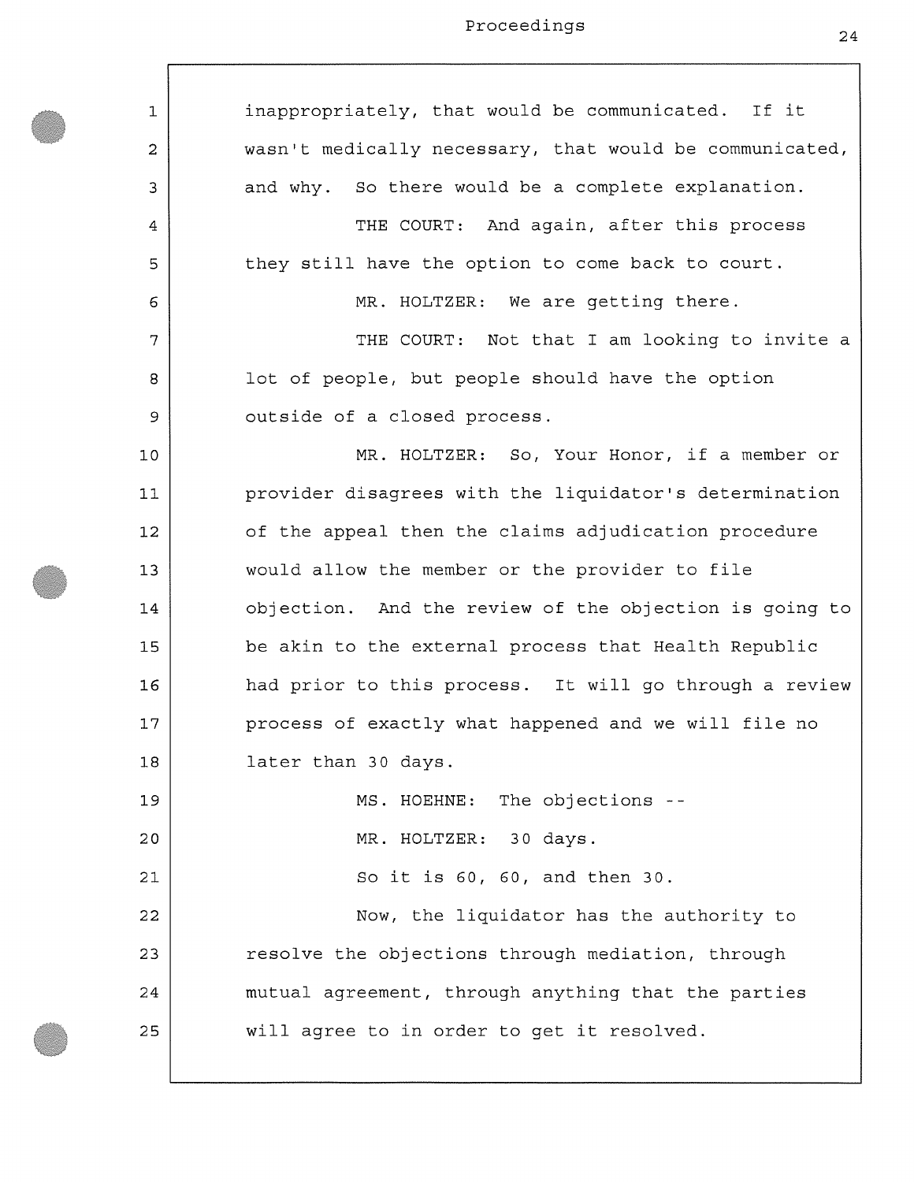inappropriately, that would be communicated. If it wasn't medically necessary, that would be communicated, and why. So there would be a complete explanation.

THE COURT: And again, after this process they still have the option to come back to court.

MR. HOLTZER: We are getting there.

THE COURT: Not that I am looking to invite a lot of people, but people should have the option outside of a closed process.

MR. HOLTZER: So, Your Honor, if a member or provider disagrees with the liquidator's determination of the appeal then the claims adjudication procedure would allow the member or the provider to file objection. And the review of the objection is going to be akin to the external process that Health Republic had prior to this process. It will go through a review process of exactly what happened and we will file no later than 30 days.

MS. HOEHNE: The objections --

MR. HOLTZER: 30 days.

So it is 60, 60, and then 30.

Now, the liquidator has the authority to resolve the objections through mediation, through mutual agreement, through anything that the parties will agree to in order to get it resolved.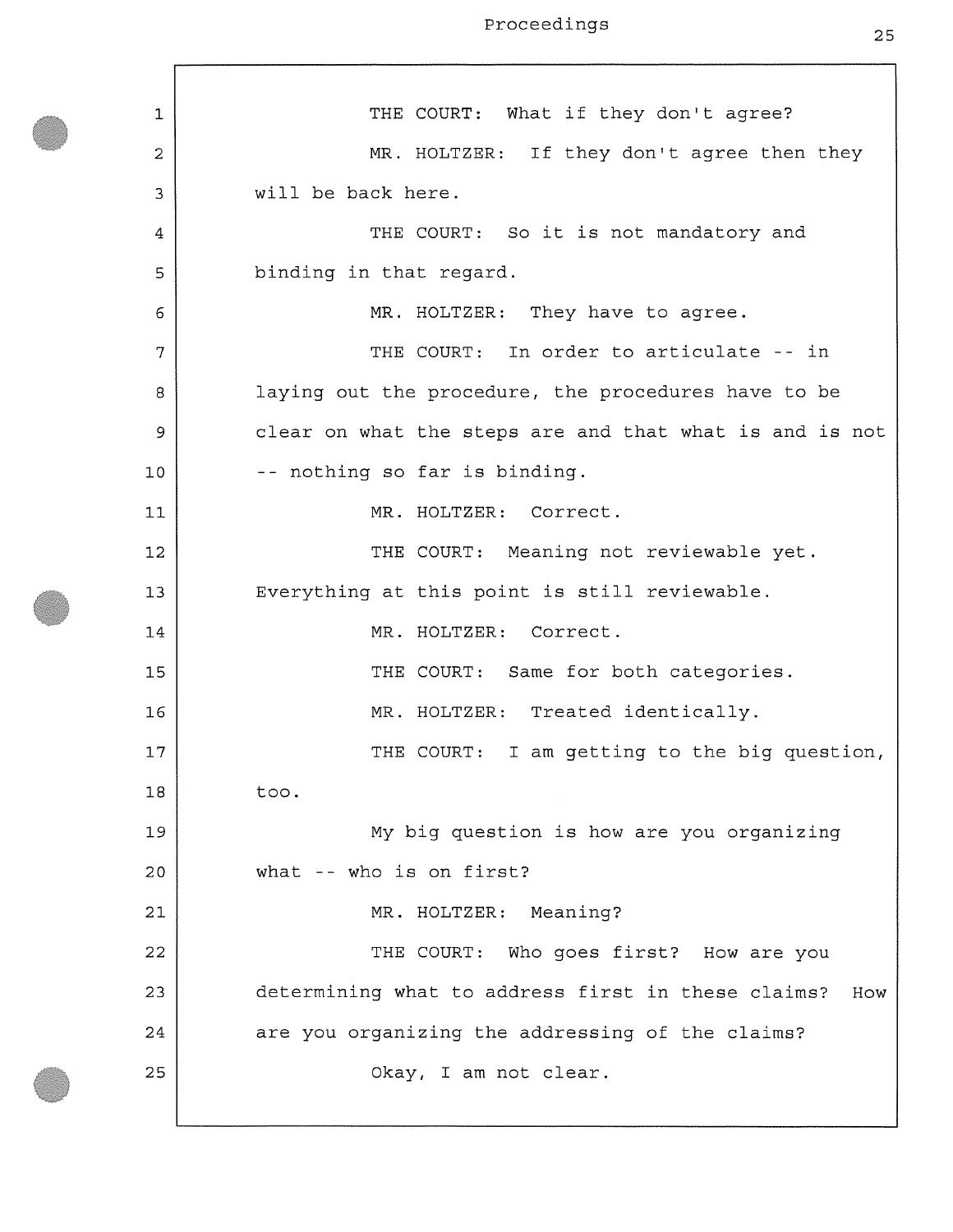THE COURT: What if they don't agree?

MR. HOLTZER: If they don't agree then they will be back here.

THE COURT: So it is not mandatory and binding in that regard.

MR. HOLTZER: They have to agree.

THE COURT: In order to articulate -- in laying out the procedure, the procedures have to be clear on what the steps are and that what is and is not -- nothing so far is binding.

MR. HOLTZER: Correct.

THE COURT: Meaning not reviewable yet. Everything at this point is still reviewable.

MR. HOLTZER: Correct.

THE COURT: Same for both categories.

MR. HOLTZER: Treated identically.

THE COURT: I am getting to the big question, too.

My big question is how are you organizing what -- who is on first?

MR. HOLTZER: Meaning?

THE COURT: Who goes first? How are you determining what to address first in these claims? How are you organizing the addressing of the claims?

Okay, I am not clear.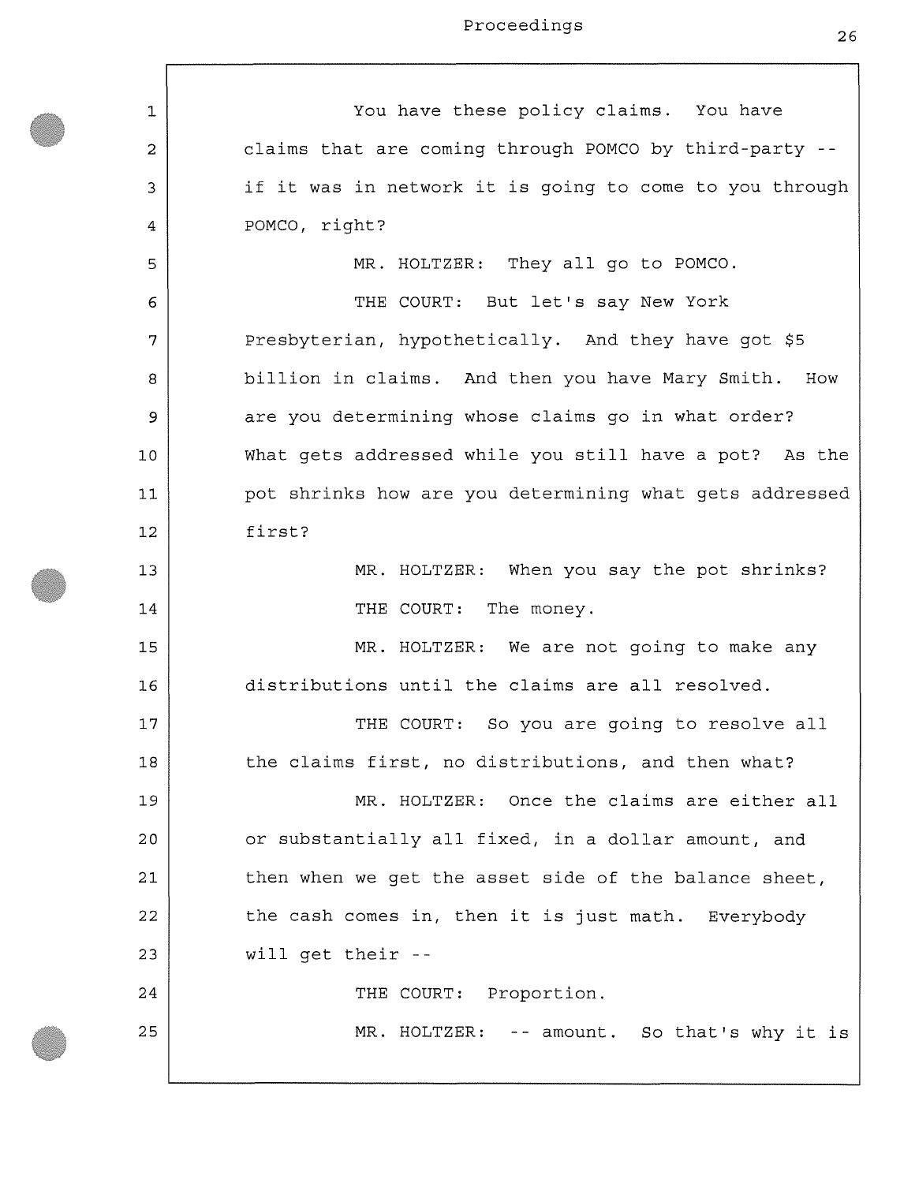You have these policy claims. You have claims that are coming through POMCO by third-party -- if it was in network it is going to come to you through POMCO, right?

MR. HOLTZER: They all go to POMCO.

THE COURT: But let's say New York Presbyterian, hypothetically. And they have got $5 billion in claims. And then you have Mary Smith. How are you determining whose claims go in what order? What gets addressed while you still have a pot? As the pot shrinks how are you determining what gets addressed first?

MR. HOLTZER: When you say the pot shrinks?

THE COURT: The money.

MR. HOLTZER: We are not going to make any distributions until the claims are all resolved.

THE COURT: So you are going to resolve all the claims first, no distributions, and then what?

MR. HOLTZER: Once the claims are either all or substantially all fixed, in a dollar amount, and then when we get the asset side of the balance sheet, the cash comes in, then it is just math. Everybody will get their --

THE COURT: Proportion.

MR. HOLTZER: -- amount. So that's why it is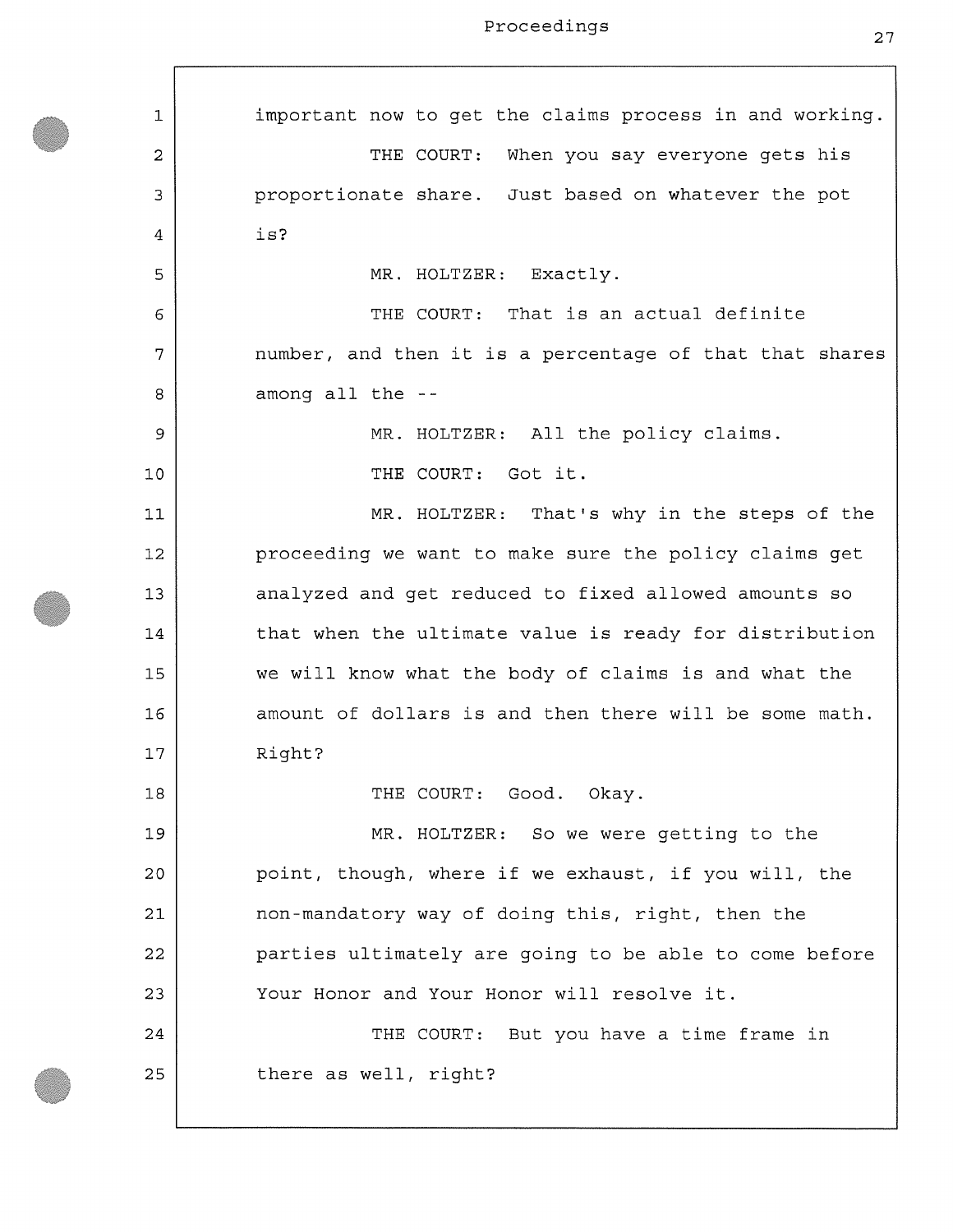important now to get the claims process in and working.

THE COURT: When you say everyone gets his proportionate share. Just based on whatever the pot is?

MR. HOLTZER: Exactly.

THE COURT: That is an actual definite number, and then it is a percentage of that that shares among all the --

MR. HOLTZER: All the policy claims.

THE COURT: Got it.

MR. HOLTZER: That's why in the steps of the proceeding we want to make sure the policy claims get analyzed and get reduced to fixed allowed amounts so that when the ultimate value is ready for distribution we will know what the body of claims is and what the amount of dollars is and then there will be some math. Right?

THE COURT: Good. Okay.

MR. HOLTZER: So we were getting to the point, though, where if we exhaust, if you will, the non-mandatory way of doing this, right, then the parties ultimately are going to be able to come before Your Honor and Your Honor will resolve it.

THE COURT: But you have a time frame in there as well, right?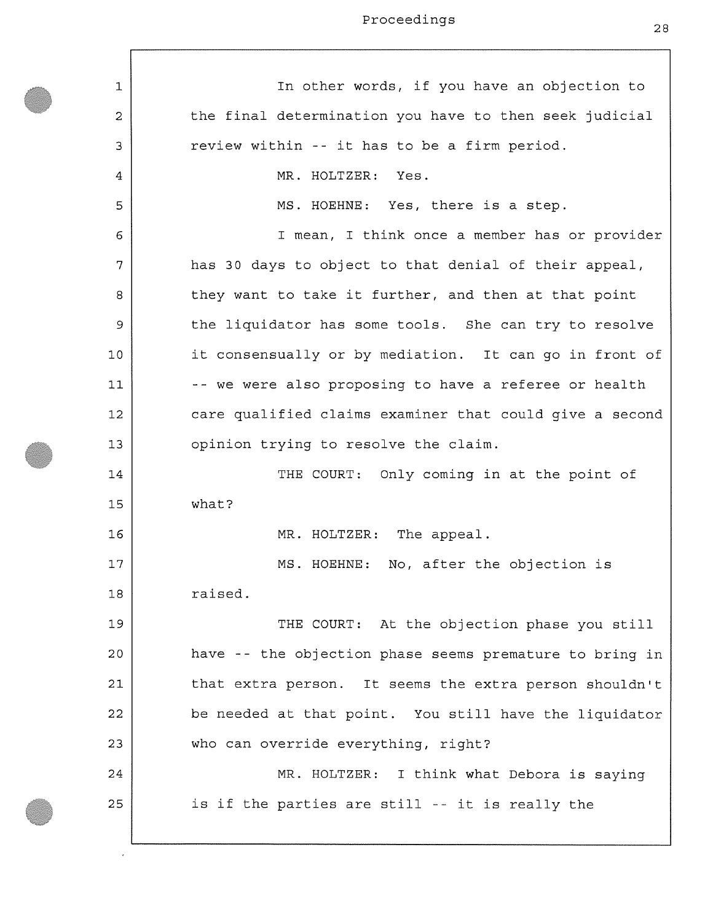In other words, if you have an objection to the final determination you have to then seek judicial review within -- it has to be a firm period.

MR. HOLTZER: Yes.

MS. HOEHNE: Yes, there is a step.

I mean, I think once a member has or provider has 30 days to object to that denial of their appeal, they want to take it further, and then at that point the liquidator has some tools. She can try to resolve it consensually or by mediation. It can go in front of -- we were also proposing to have a referee or health care qualified claims examiner that could give a second opinion trying to resolve the claim.

THE COURT: Only coming in at the point of what?

MR. HOLTZER: The appeal.

MS. HOEHNE: No, after the objection is raised.

THE COURT: At the objection phase you still have -- the objection phase seems premature to bring in that extra person. It seems the extra person shouldn't be needed at that point. You still have the liquidator who can override everything, right?

MR. HOLTZER: I think what Debora is saying is if the parties are still -- it is really the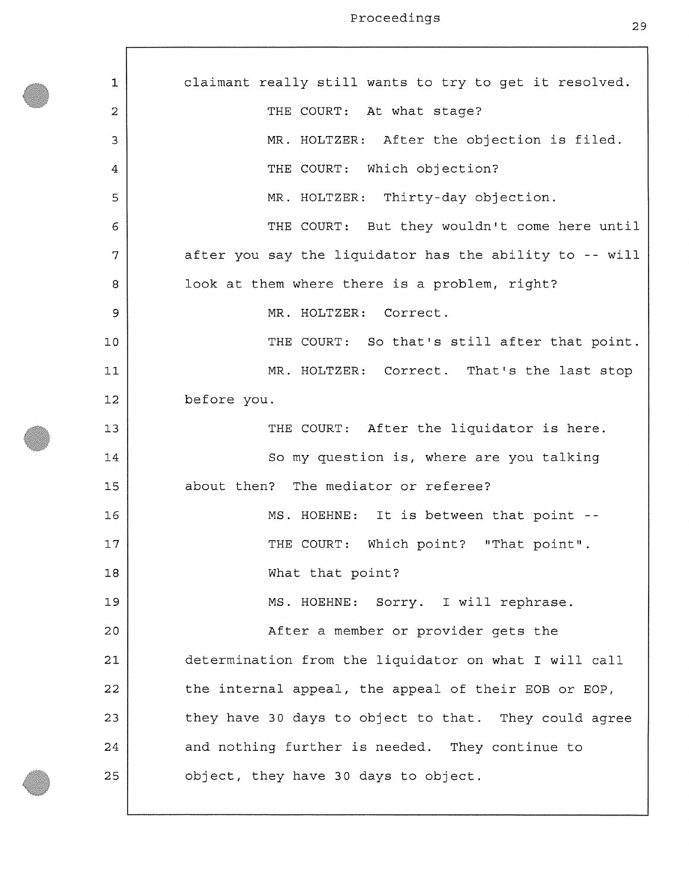claimant really still wants to try to get it resolved.

THE COURT: At what stage?

MR. HOLTZER: After the objection is filed.

THE COURT: Which objection?

MR. HOLTZER: Thirty-day objection.

THE COURT: But they wouldn't come here until after you say the liquidator has the ability to -- will look at them where there is a problem, right?

MR. HOLTZER: Correct.

THE COURT: So that's still after that point.

MR. HOLTZER: Correct. That's the last stop before you.

THE COURT: After the liquidator is here.

So my question is, where are you talking about then? The mediator or referee?

MS. HOEHNE: It is between that point --

THE COURT: Which point? "That point". What that point?

MS. HOEHNE: Sorry. I will rephrase.

After a member or provider gets the determination from the liquidator on what I will call the internal appeal, the appeal of their EOB or EOP, they have 30 days to object to that. They could agree and nothing further is needed. They continue to object, they have 30 days to object.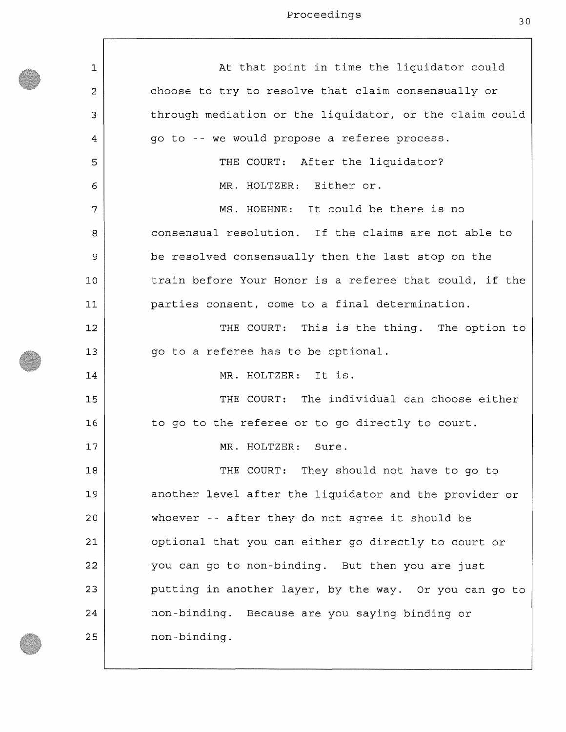At that point in time the liquidator could choose to try to resolve that claim consensually or through mediation or the liquidator, or the claim could go to -- we would propose a referee process.

THE COURT: After the liquidator?

MR. HOLTZER: Either or.

MS. HOEHNE: It could be there is no consensual resolution. If the claims are not able to be resolved consensually then the last stop on the train before Your Honor is a referee that could, if the parties consent, come to a final determination.

THE COURT: This is the thing. The option to go to a referee has to be optional.

MR. HOLTZER: It is.

THE COURT: The individual can choose either to go to the referee or to go directly to court.

MR. HOLTZER: Sure.

THE COURT: They should not have to go to another level after the liquidator and the provider or whoever -- after they do not agree it should be optional that you can either go directly to court or you can go to non-binding. But then you are just putting in another layer, by the way. Or you can go to non-binding. Because are you saying binding or non-binding.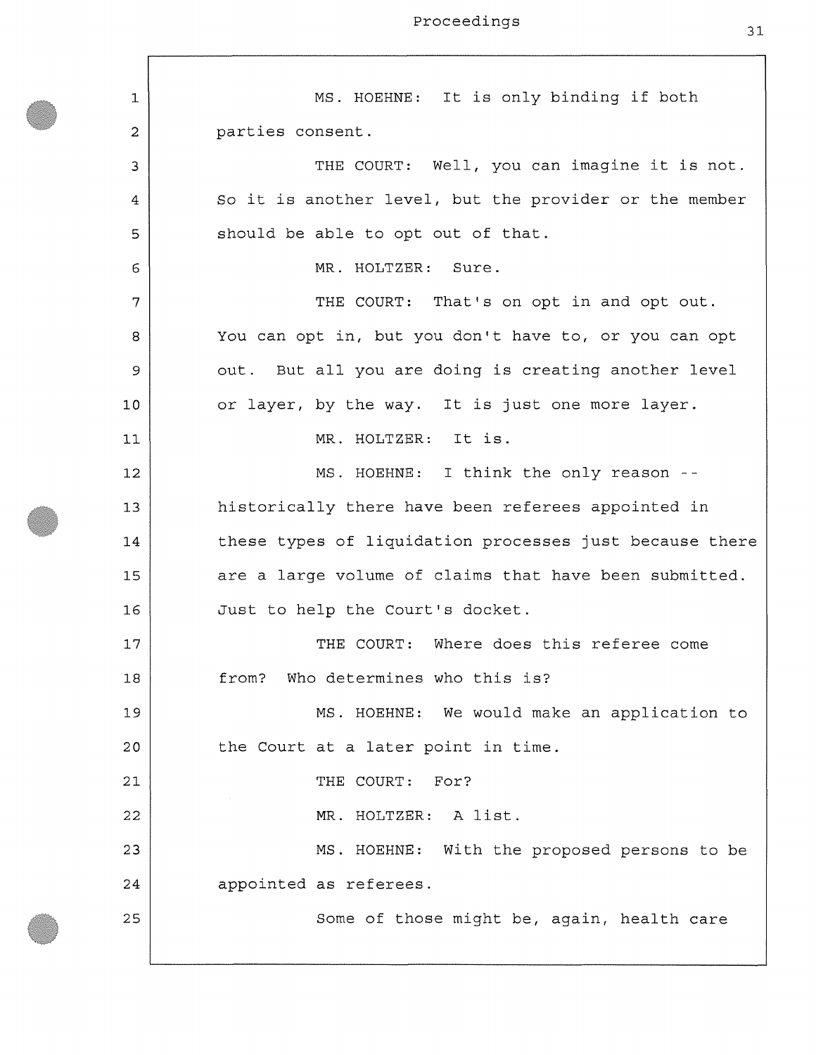MS. HOEHNE: It is only binding if both parties consent.

THE COURT: Well, you can imagine it is not. So it is another level, but the provider or the member should be able to opt out of that.

MR. HOLTZER: Sure.

THE COURT: That's on opt in and opt out. You can opt in, but you don't have to, or you can opt out. But all you are doing is creating another level or layer, by the way. It is just one more layer.

MR. HOLTZER: It is.

MS. HOEHNE: I think the only reason -- historically there have been referees appointed in these types of liquidation processes just because there are a large volume of claims that have been submitted. Just to help the Court's docket.

THE COURT: Where does this referee come from? Who determines who this is?

MS. HOEHNE: We would make an application to the Court at a later point in time.

THE COURT: For?

MR. HOLTZER: A list.

MS. HOEHNE: With the proposed persons to be appointed as referees.

Some of those might be, again, health care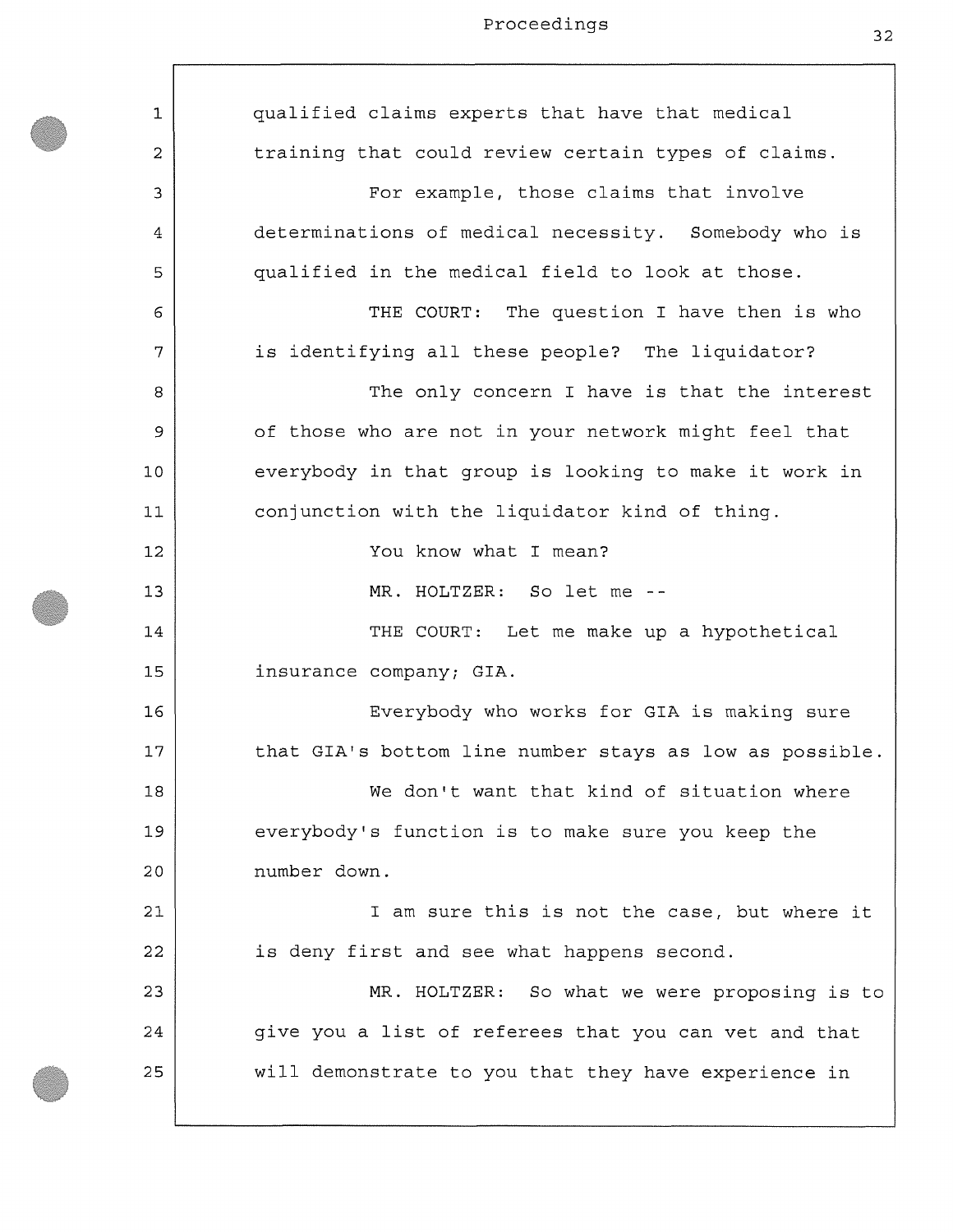qualified claims experts that have that medical training that could review certain types of claims.

For example, those claims that involve determinations of medical necessity. Somebody who is qualified in the medical field to look at those.

THE COURT: The question I have then is who is identifying all these people? The liquidator?

The only concern I have is that the interest of those who are not in your network might feel that everybody in that group is looking to make it work in conjunction with the liquidator kind of thing.

You know what I mean?

MR. HOLTZER: So let me --

THE COURT: Let me make up a hypothetical insurance company; GIA.

Everybody who works for GIA is making sure that GIA's bottom line number stays as low as possible.

We don't want that kind of situation where everybody's function is to make sure you keep the number down.

I am sure this is not the case, but where it is deny first and see what happens second.

MR. HOLTZER: So what we were proposing is to give you a list of referees that you can vet and that will demonstrate to you that they have experience in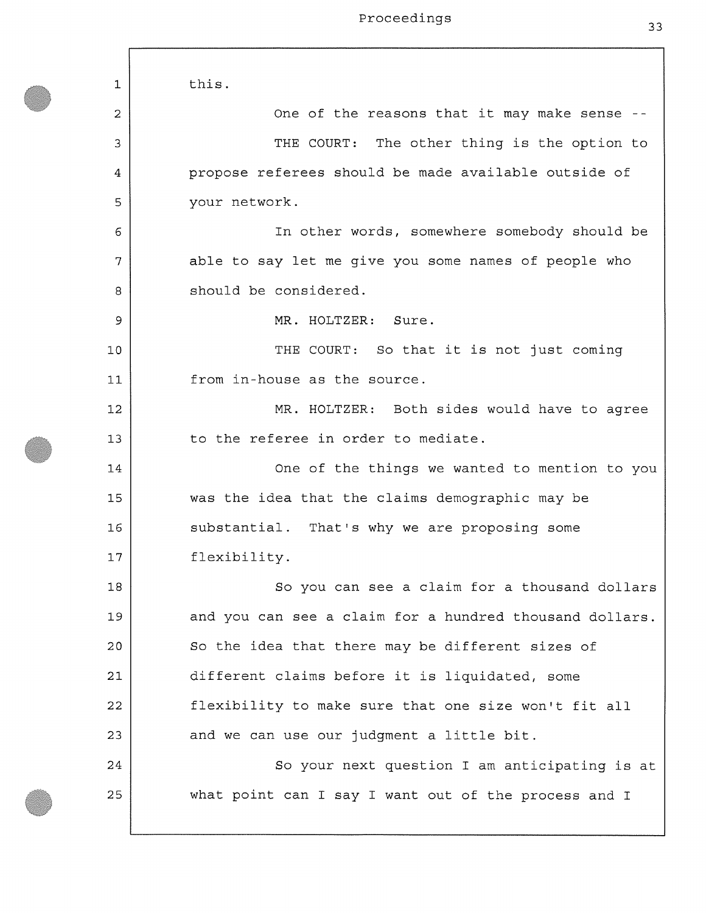this.

One of the reasons that it may make sense --

THE COURT: The other thing is the option to propose referees should be made available outside of your network.

In other words, somewhere somebody should be able to say let me give you some names of people who should be considered.

MR. HOLTZER: Sure.

THE COURT: So that it is not just coming from in-house as the source.

MR. HOLTZER: Both sides would have to agree to the referee in order to mediate.

One of the things we wanted to mention to you was the idea that the claims demographic may be substantial. That's why we are proposing some flexibility.

So you can see a claim for a thousand dollars and you can see a claim for a hundred thousand dollars. So the idea that there may be different sizes of different claims before it is liquidated, some flexibility to make sure that one size won't fit all and we can use our judgment a little bit.

So your next question I am anticipating is at what point can I say I want out of the process and I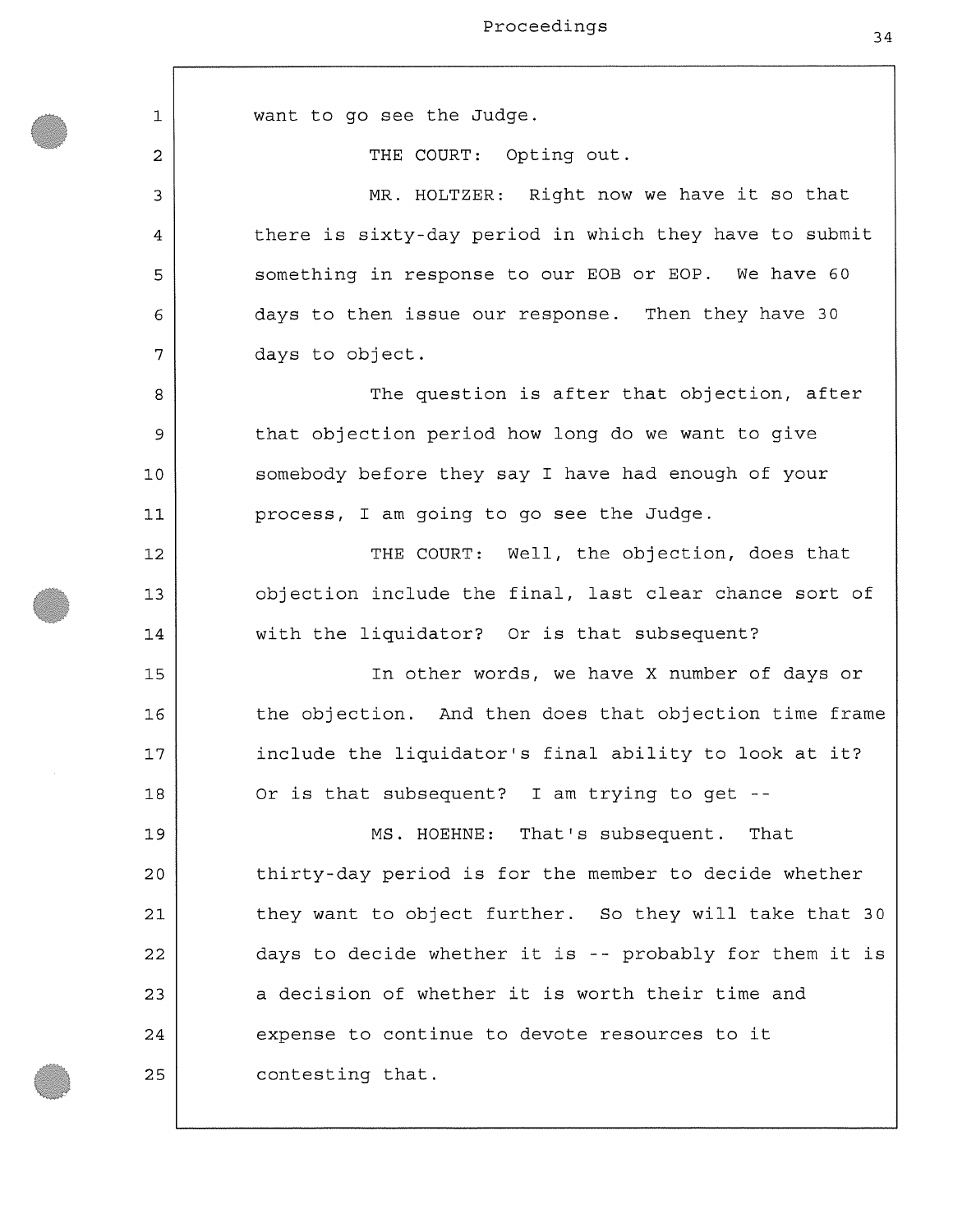want to go see the Judge.

THE COURT: Opting out.

MR. HOLTZER: Right now we have it so that there is sixty-day period in which they have to submit something in response to our EOB or EOP. We have 60 days to then issue our response. Then they have 30 days to object.

The question is after that objection, after that objection period how long do we want to give somebody before they say I have had enough of your process, I am going to go see the Judge.

THE COURT: Well, the objection, does that objection include the final, last clear chance sort of with the liquidator? Or is that subsequent?

In other words, we have X number of days or the objection. And then does that objection time frame include the liquidator's final ability to look at it? Or is that subsequent? I am trying to get --

MS. HOEHNE: That's subsequent. That thirty-day period is for the member to decide whether they want to object further. So they will take that 30 days to decide whether it is -- probably for them it is a decision of whether it is worth their time and expense to continue to devote resources to it contesting that.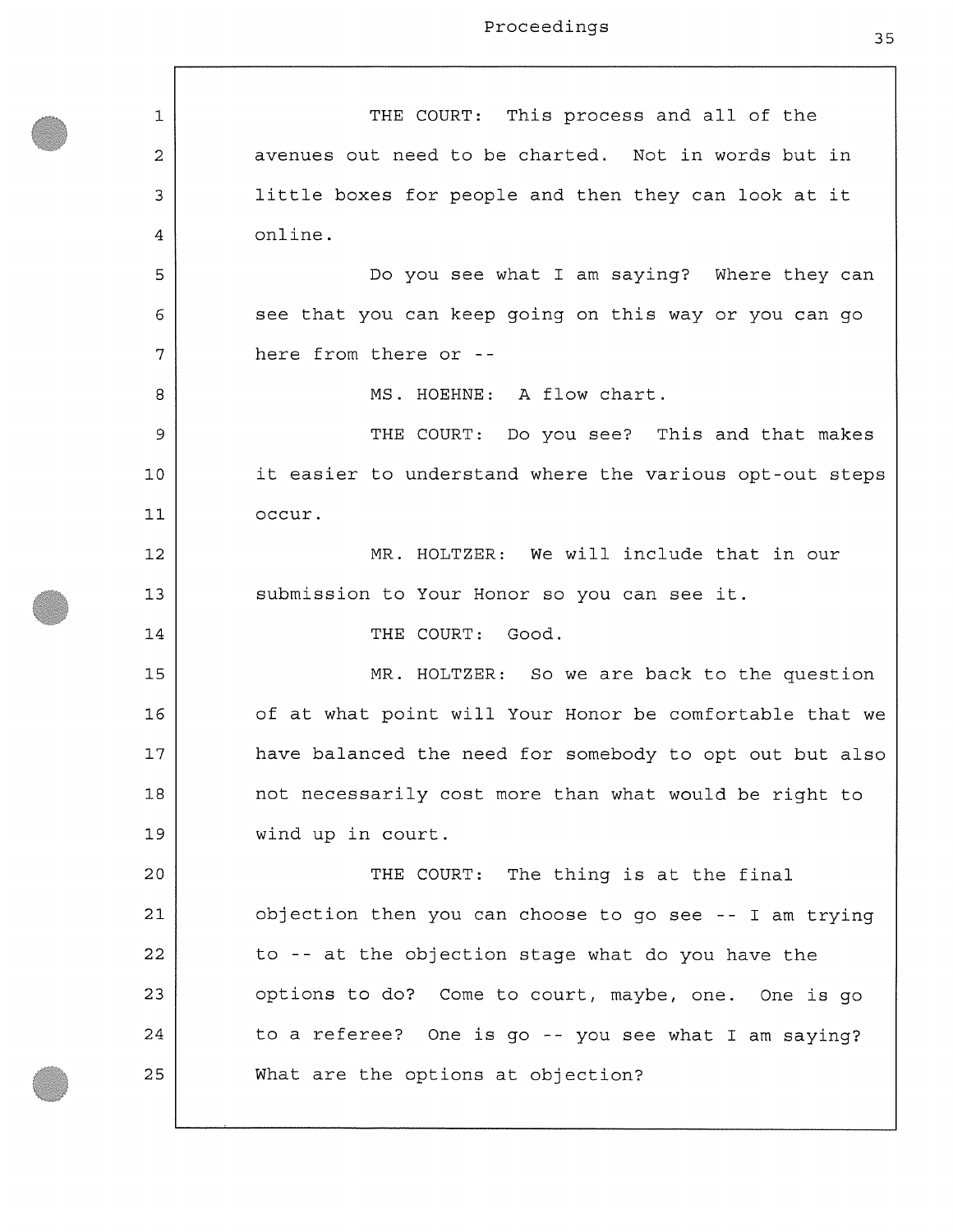THE COURT: This process and all of the avenues out need to be charted. Not in words but in little boxes for people and then they can look at it online.

Do you see what I am saying? Where they can see that you can keep going on this way or you can go here from there or --

MS. HOEHNE: A flow chart.

THE COURT: Do you see? This and that makes it easier to understand where the various opt-out steps occur.

MR. HOLTZER: We will include that in our submission to Your Honor so you can see it.

THE COURT: Good.

MR. HOLTZER: So we are back to the question of at what point will Your Honor be comfortable that we have balanced the need for somebody to opt out but also not necessarily cost more than what would be right to wind up in court.

THE COURT: The thing is at the final objection then you can choose to go see -- I am trying to -- at the objection stage what do you have the options to do? Come to court, maybe, one. One is go to a referee? One is go -- you see what I am saying? What are the options at objection?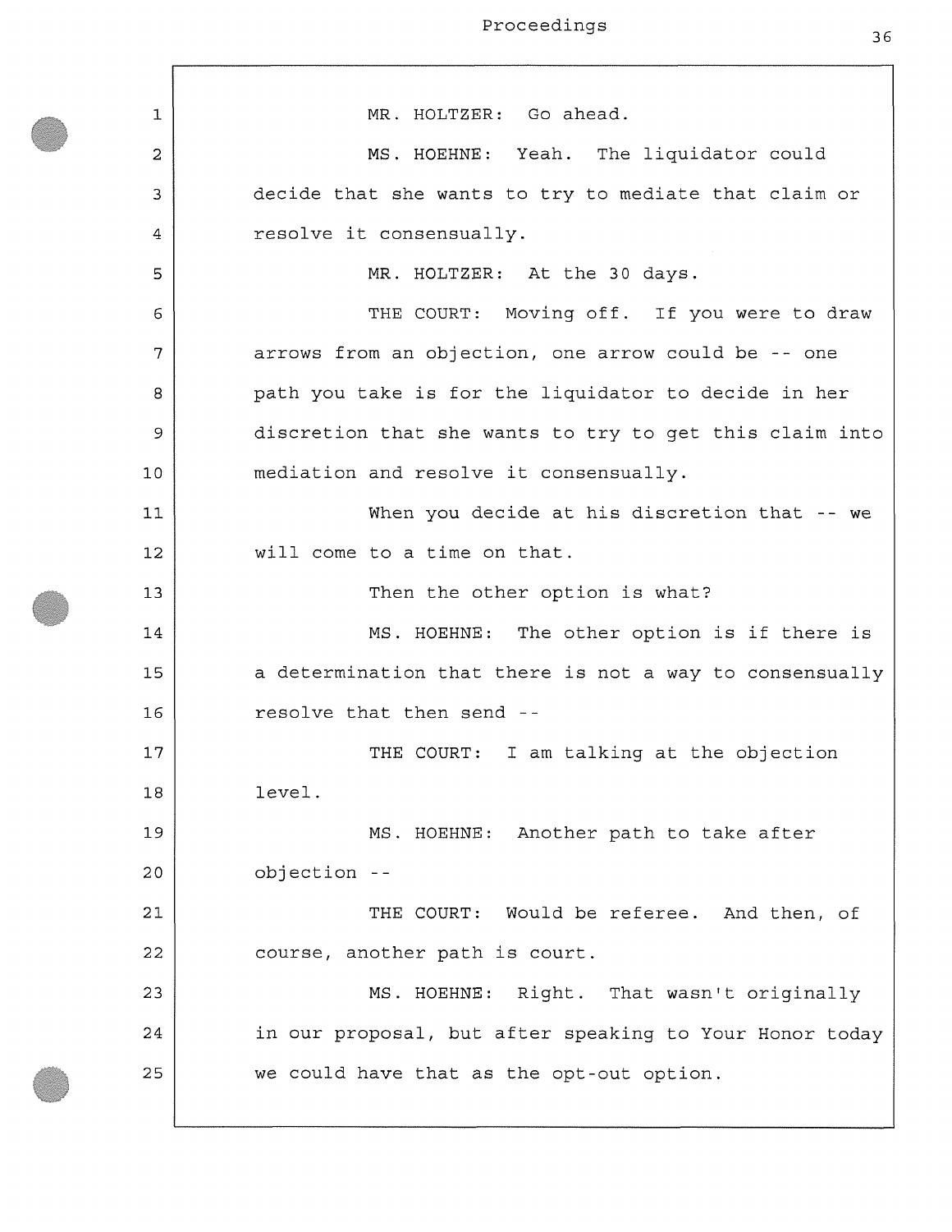MR. HOLTZER: Go ahead.

MS. HOEHNE: Yeah. The liquidator could decide that she wants to try to mediate that claim or resolve it consensually.

MR. HOLTZER: At the 30 days.

THE COURT: Moving off. If you were to draw arrows from an objection, one arrow could be -- one path you take is for the liquidator to decide in her discretion that she wants to try to get this claim into mediation and resolve it consensually.

When you decide at his discretion that -- we will come to a time on that.

Then the other option is what?

MS. HOEHNE: The other option is if there is a determination that there is not a way to consensually resolve that then send --

THE COURT: I am talking at the objection level.

MS. HOEHNE: Another path to take after objection --

THE COURT: Would be referee. And then, of course, another path is court.

MS. HOEHNE: Right. That wasn't originally in our proposal, but after speaking to Your Honor today we could have that as the opt-out option.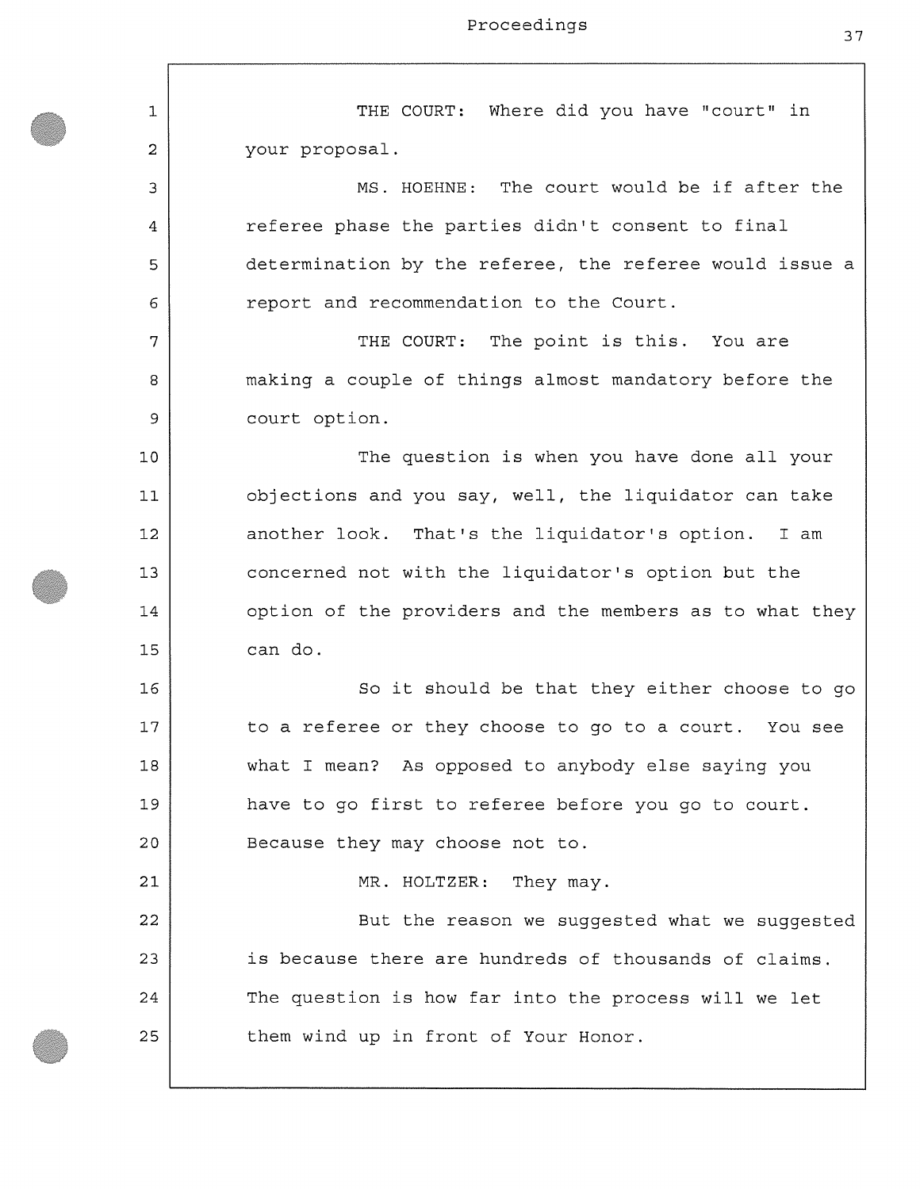THE COURT: Where did you have "court" in your proposal.

MS. HOEHNE: The court would be if after the referee phase the parties didn't consent to final determination by the referee, the referee would issue a report and recommendation to the Court.

THE COURT: The point is this. You are making a couple of things almost mandatory before the court option.

The question is when you have done all your objections and you say, well, the liquidator can take another look. That's the liquidator's option. I am concerned not with the liquidator's option but the option of the providers and the members as to what they can do.

So it should be that they either choose to go to a referee or they choose to go to a court. You see what I mean? As opposed to anybody else saying you have to go first to referee before you go to court. Because they may choose not to.

MR. HOLTZER: They may.

But the reason we suggested what we suggested is because there are hundreds of thousands of claims. The question is how far into the process will we let them wind up in front of Your Honor.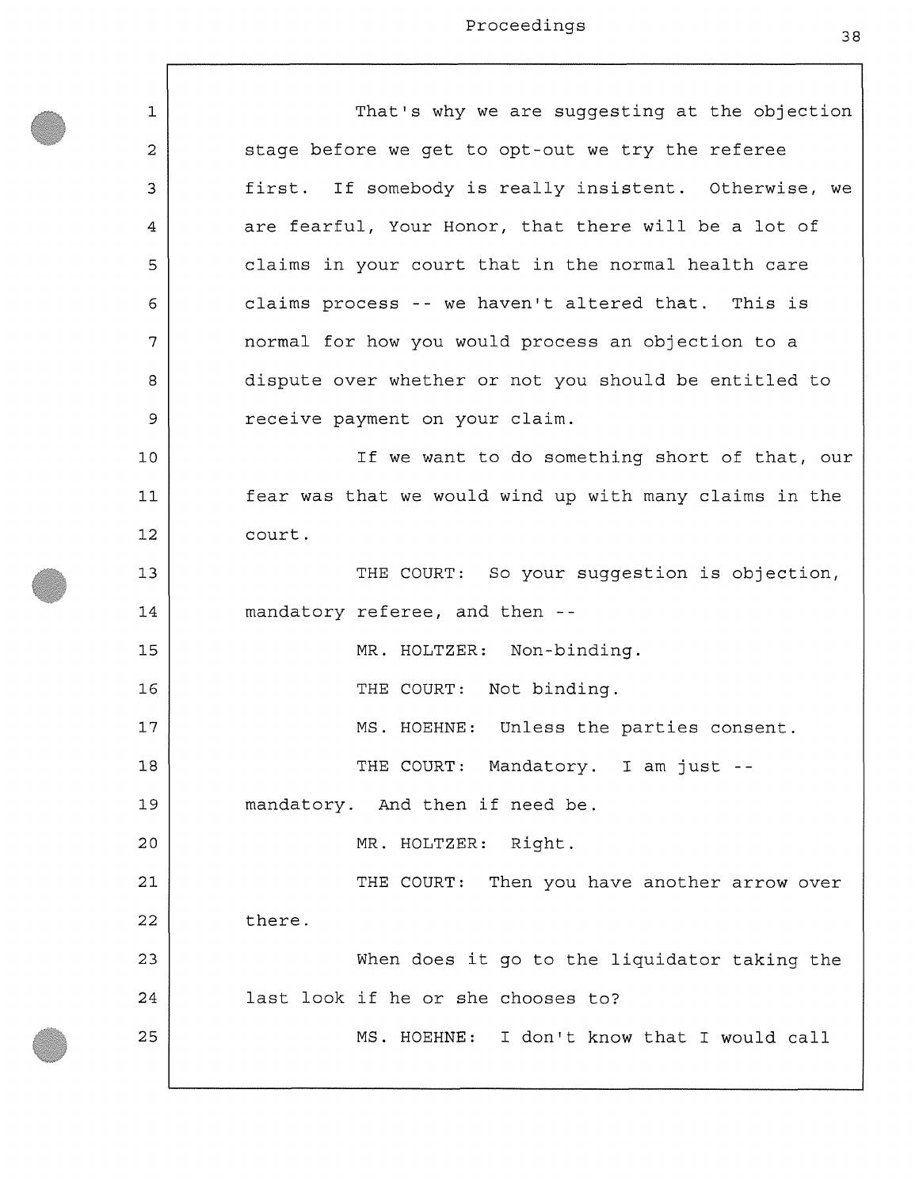That's why we are suggesting at the objection stage before we get to opt-out we try the referee first. If somebody is really insistent. Otherwise, we are fearful, Your Honor, that there will be a lot of claims in your court that in the normal health care claims process -- we haven't altered that. This is normal for how you would process an objection to a dispute over whether or not you should be entitled to receive payment on your claim.

If we want to do something short of that, our fear was that we would wind up with many claims in the court.

THE COURT: So your suggestion is objection, mandatory referee, and then --

MR. HOLTZER: Non-binding.

THE COURT: Not binding.

MS. HOEHNE: Unless the parties consent.

THE COURT: Mandatory. I am just -- mandatory. And then if need be.

MR. HOLTZER: Right.

THE COURT: Then you have another arrow over there.

When does it go to the liquidator taking the last look if he or she chooses to?

MS. HOEHNE: I don't know that I would call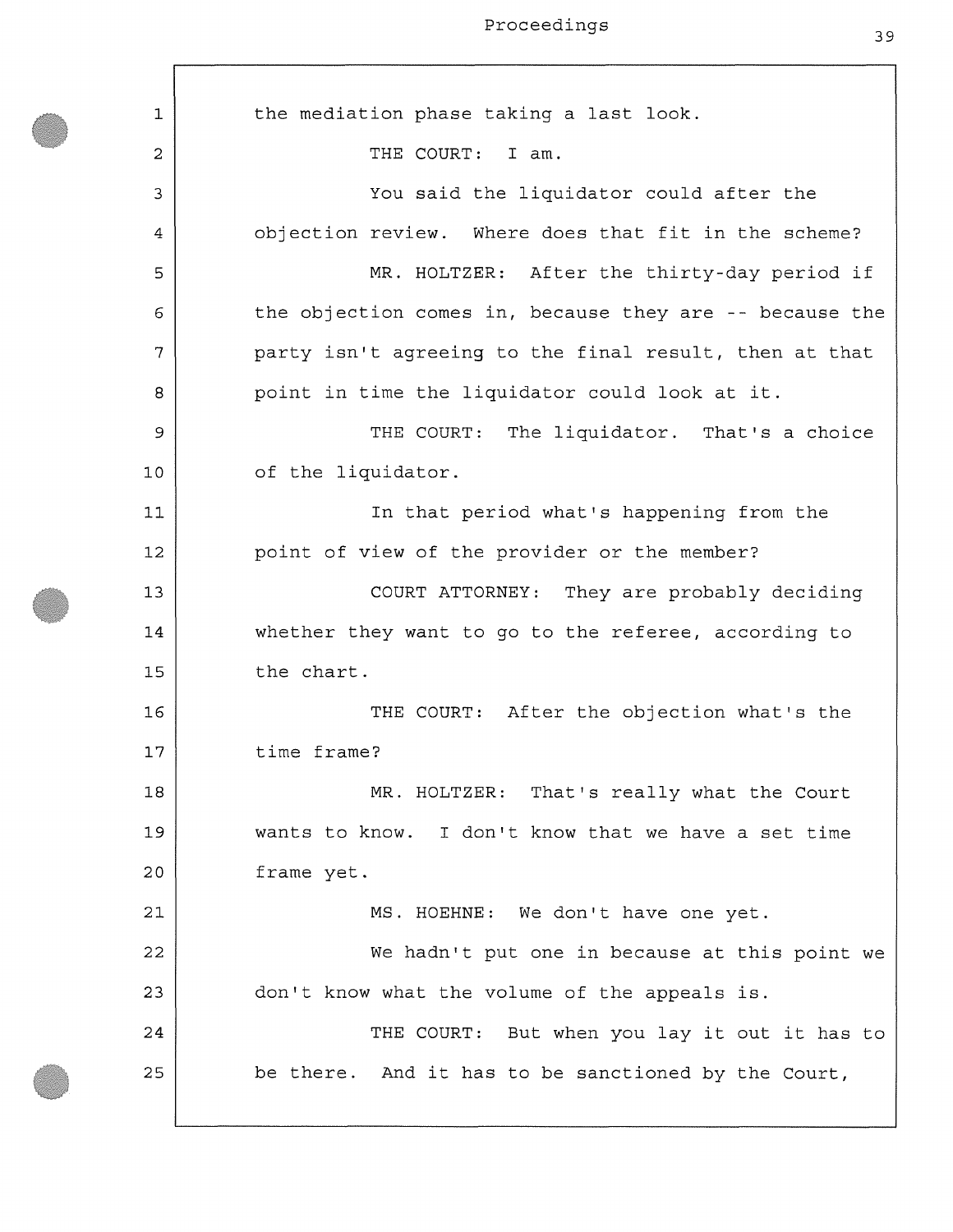the mediation phase taking a last look.

THE COURT: I am.

You said the liquidator could after the objection review. Where does that fit in the scheme?

MR. HOLTZER: After the thirty-day period if the objection comes in, because they are -- because the party isn't agreeing to the final result, then at that point in time the liquidator could look at it.

THE COURT: The liquidator. That's a choice of the liquidator.

In that period what's happening from the point of view of the provider or the member?

COURT ATTORNEY: They are probably deciding whether they want to go to the referee, according to the chart.

THE COURT: After the objection what's the time frame?

MR. HOLTZER: That's really what the Court wants to know. I don't know that we have a set time frame yet.

MS. HOEHNE: We don't have one yet.

We hadn't put one in because at this point we don't know what the volume of the appeals is.

THE COURT: But when you lay it out it has to be there. And it has to be sanctioned by the Court,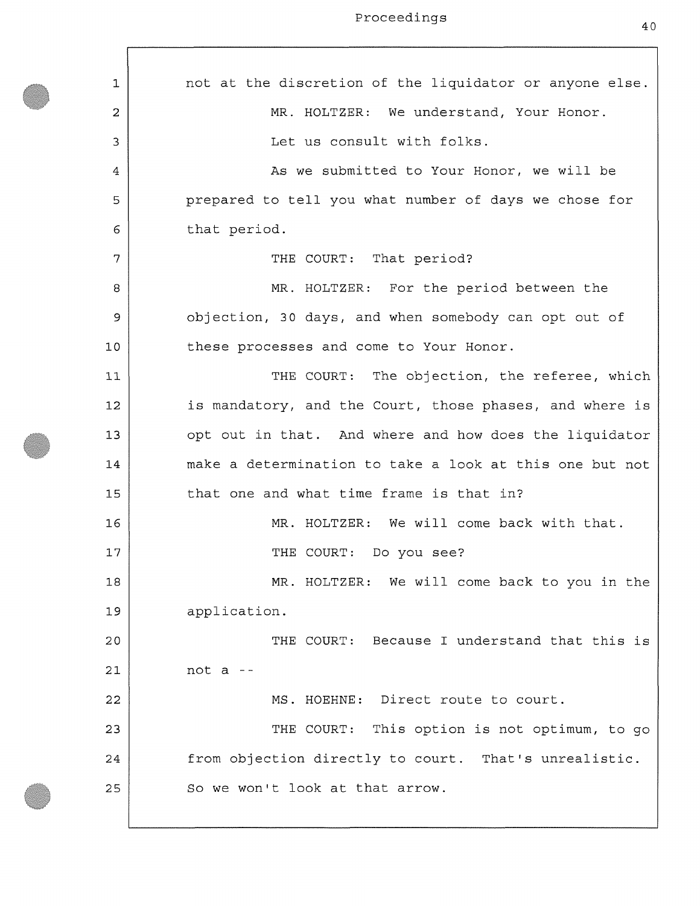not at the discretion of the liquidator or anyone else.

MR. HOLTZER: We understand, Your Honor.

Let us consult with folks.

As we submitted to Your Honor, we will be prepared to tell you what number of days we chose for that period.

THE COURT: That period?

MR. HOLTZER: For the period between the objection, 30 days, and when somebody can opt out of these processes and come to Your Honor.

THE COURT: The objection, the referee, which is mandatory, and the Court, those phases, and where is opt out in that. And where and how does the liquidator make a determination to take a look at this one but not that one and what time frame is that in?

MR. HOLTZER: We will come back with that.

THE COURT: Do you see?

MR. HOLTZER: We will come back to you in the application.

THE COURT: Because I understand that this is not a --

MS. HOEHNE: Direct route to court.

THE COURT: This option is not optimum, to go from objection directly to court. That's unrealistic. So we won't look at that arrow.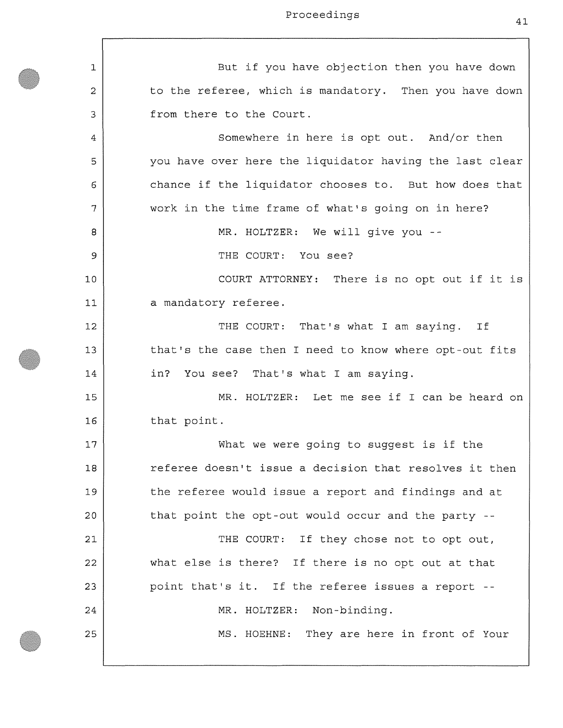But if you have objection then you have down to the referee, which is mandatory. Then you have down from there to the Court.

Somewhere in here is opt out. And/or then you have over here the liquidator having the last clear chance if the liquidator chooses to. But how does that work in the time frame of what's going on in here?

MR. HOLTZER: We will give you --

THE COURT: You see?

COURT ATTORNEY: There is no opt out if it is a mandatory referee.

THE COURT: That's what I am saying. If that's the case then I need to know where opt-out fits in? You see? That's what I am saying.

MR. HOLTZER: Let me see if I can be heard on that point.

What we were going to suggest is if the referee doesn't issue a decision that resolves it then the referee would issue a report and findings and at that point the opt-out would occur and the party --

THE COURT: If they chose not to opt out, what else is there? If there is no opt out at that point that's it. If the referee issues a report --

MR. HOLTZER: Non-binding.

MS. HOEHNE: They are here in front of Your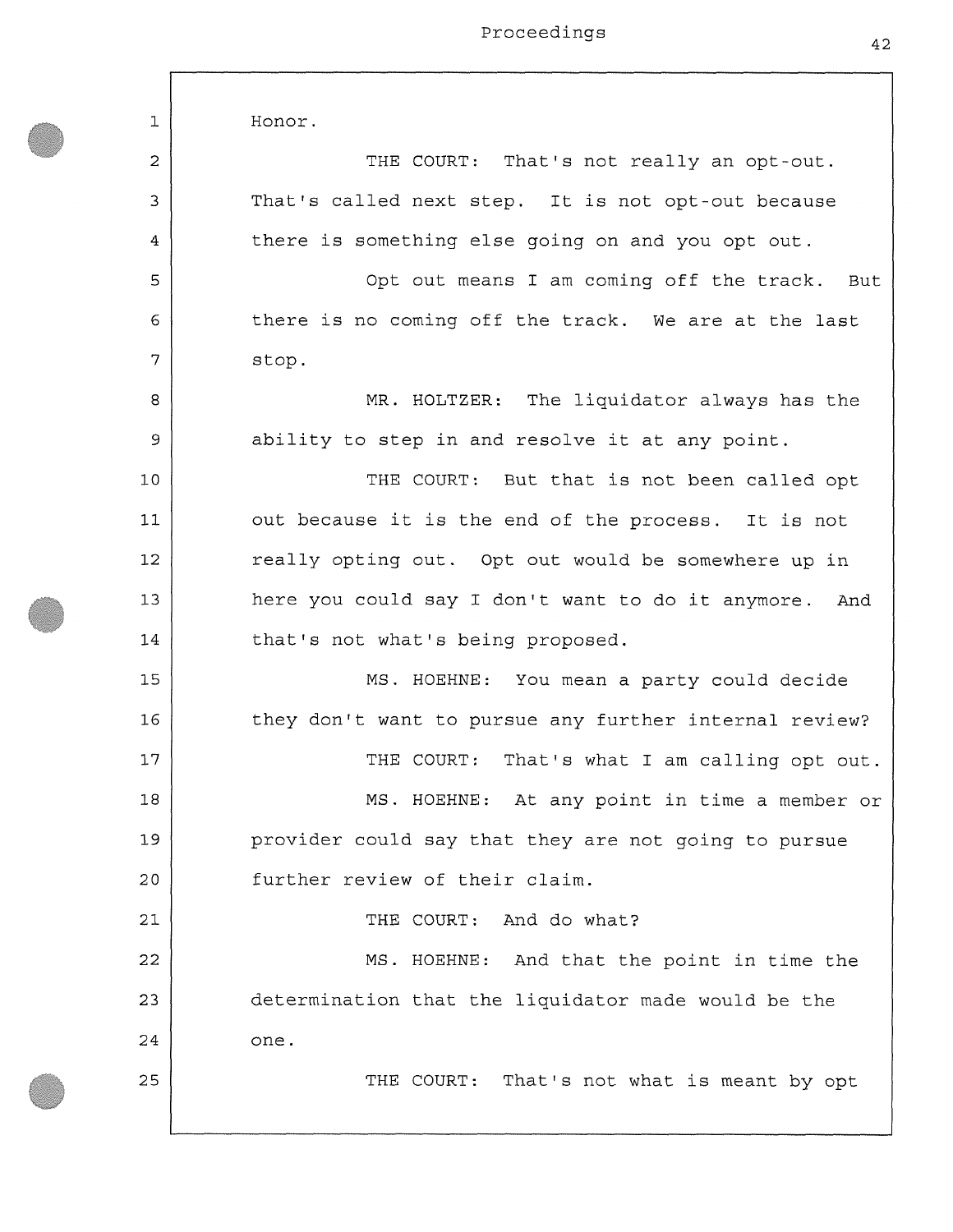Honor.

THE COURT: That's not really an opt-out. That's called next step. It is not opt-out because there is something else going on and you opt out.

Opt out means I am coming off the track. But there is no coming off the track. We are at the last stop.

MR. HOLTZER: The liquidator always has the ability to step in and resolve it at any point.

THE COURT: But that is not been called opt out because it is the end of the process. It is not really opting out. Opt out would be somewhere up in here you could say I don't want to do it anymore. And that's not what's being proposed.

MS. HOEHNE: You mean a party could decide they don't want to pursue any further internal review?

THE COURT: That's what I am calling opt out.

MS. HOEHNE: At any point in time a member or provider could say that they are not going to pursue further review of their claim.

THE COURT: And do what?

MS. HOEHNE: And that the point in time the determination that the liquidator made would be the one.

THE COURT: That's not what is meant by opt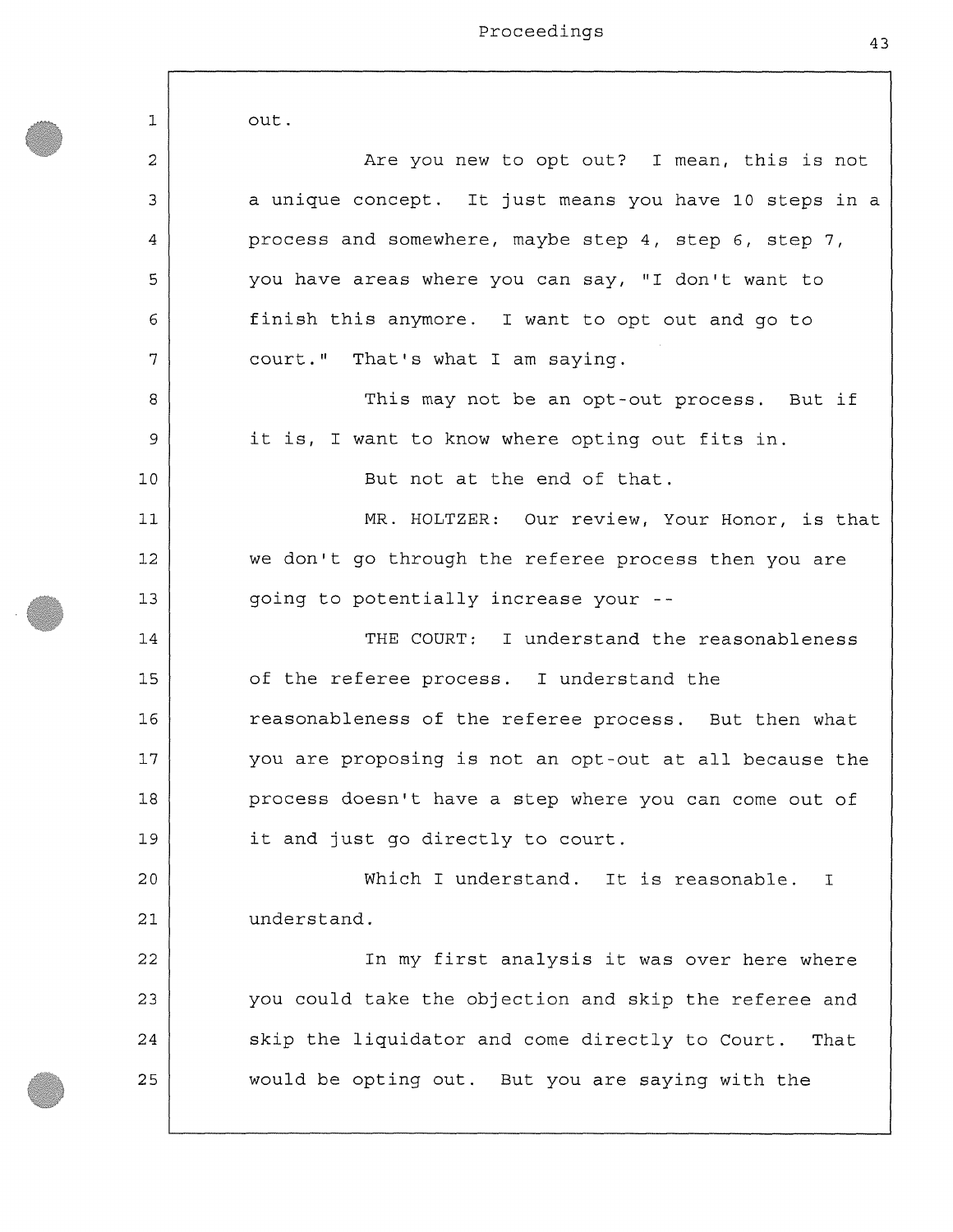out.

Are you new to opt out? I mean, this is not a unique concept. It just means you have 10 steps in a process and somewhere, maybe step 4, step 6, step 7, you have areas where you can say, "I don't want to finish this anymore. I want to opt out and go to court." That's what I am saying.

This may not be an opt-out process. But if it is, I want to know where opting out fits in.

But not at the end of that.

MR. HOLTZER: Our review, Your Honor, is that we don't go through the referee process then you are going to potentially increase your --

THE COURT: I understand the reasonableness of the referee process. I understand the reasonableness of the referee process. But then what you are proposing is not an opt-out at all because the process doesn't have a step where you can come out of it and just go directly to court.

Which I understand. It is reasonable. I understand.

In my first analysis it was over here where you could take the objection and skip the referee and skip the liquidator and come directly to Court. That would be opting out. But you are saying with the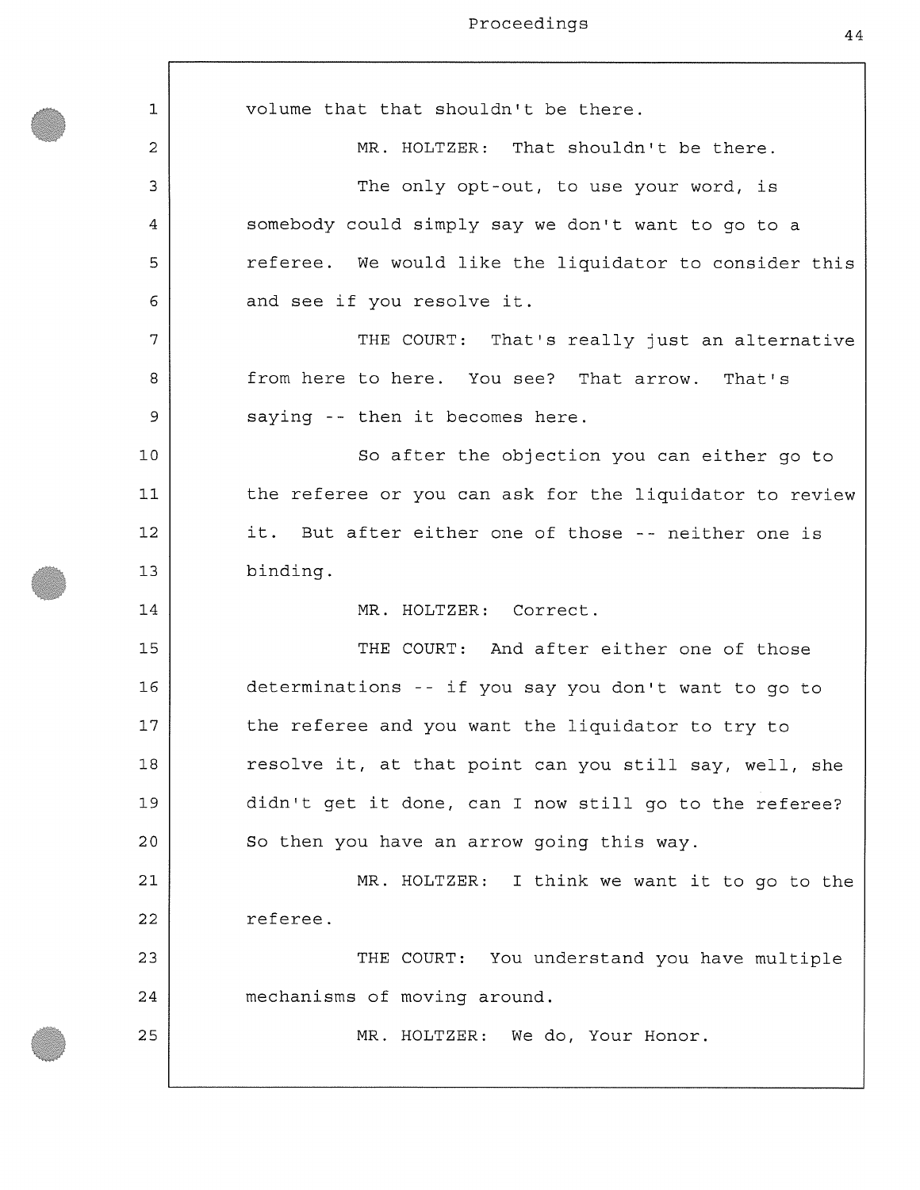volume that that shouldn't be there.

MR. HOLTZER: That shouldn't be there.

The only opt-out, to use your word, is somebody could simply say we don't want to go to a referee. We would like the liquidator to consider this and see if you resolve it.

THE COURT: That's really just an alternative from here to here. You see? That arrow. That's saying -- then it becomes here.

So after the objection you can either go to the referee or you can ask for the liquidator to review it. But after either one of those -- neither one is binding.

MR. HOLTZER: Correct.

THE COURT: And after either one of those determinations -- if you say you don't want to go to the referee and you want the liquidator to try to resolve it, at that point can you still say, well, she didn't get it done, can I now still go to the referee? So then you have an arrow going this way.

MR. HOLTZER: I think we want it to go to the referee.

THE COURT: You understand you have multiple mechanisms of moving around.

MR. HOLTZER: We do, Your Honor.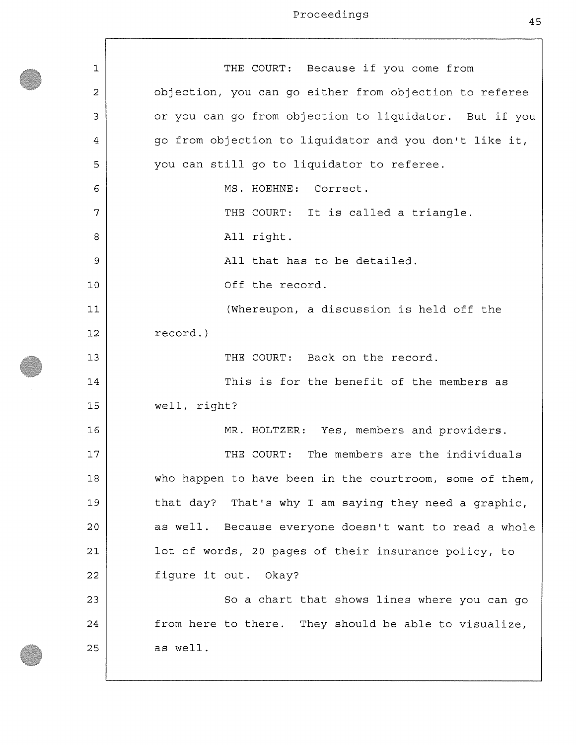THE COURT: Because if you come from objection, you can go either from objection to referee or you can go from objection to liquidator. But if you go from objection to liquidator and you don't like it, you can still go to liquidator to referee.

MS. HOEHNE: Correct.

THE COURT: It is called a triangle.

All right.

All that has to be detailed.

Off the record.

(Whereupon, a discussion is held off the record.)

THE COURT: Back on the record.

This is for the benefit of the members as well, right?

MR. HOLTZER: Yes, members and providers.

THE COURT: The members are the individuals who happen to have been in the courtroom, some of them, that day? That's why I am saying they need a graphic, as well. Because everyone doesn't want to read a whole lot of words, 20 pages of their insurance policy, to figure it out. Okay?

So a chart that shows lines where you can go from here to there. They should be able to visualize, as well.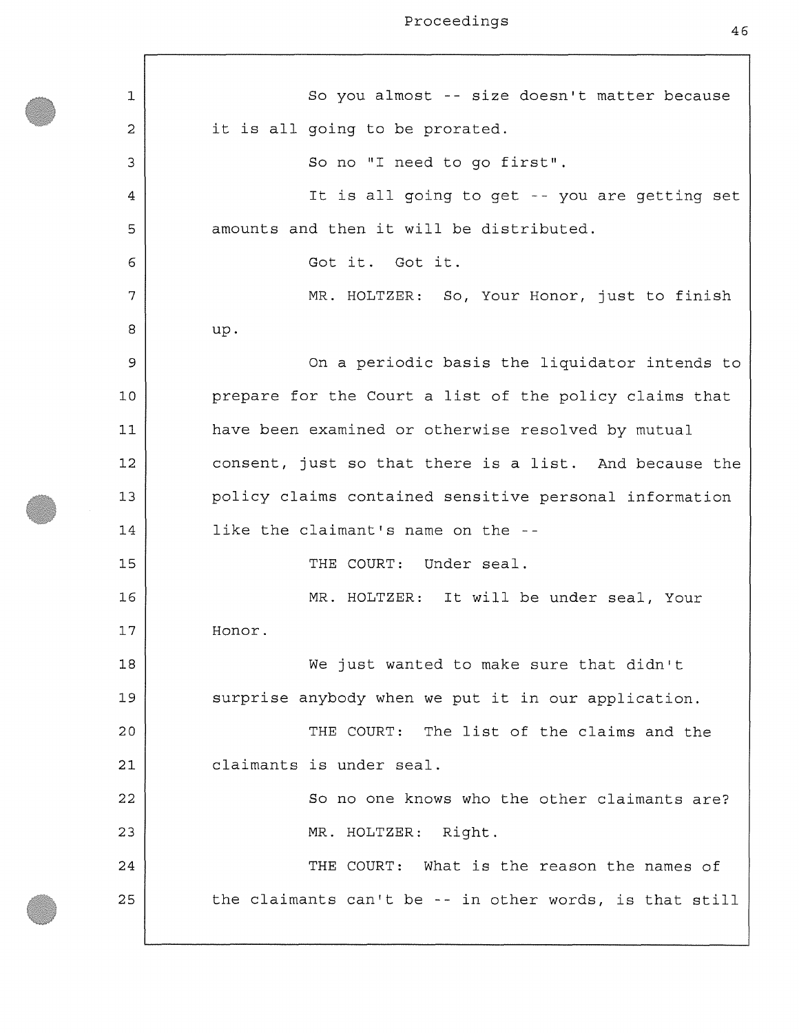So you almost -- size doesn't matter because it is all going to be prorated.

So no "I need to go first".

It is all going to get -- you are getting set amounts and then it will be distributed.

Got it. Got it.

MR. HOLTZER: So, Your Honor, just to finish up.

On a periodic basis the liquidator intends to prepare for the Court a list of the policy claims that have been examined or otherwise resolved by mutual consent, just so that there is a list. And because the policy claims contained sensitive personal information like the claimant's name on the --

THE COURT: Under seal.

MR. HOLTZER: It will be under seal, Your Honor.

We just wanted to make sure that didn't surprise anybody when we put it in our application.

THE COURT: The list of the claims and the claimants is under seal.

So no one knows who the other claimants are?

MR. HOLTZER: Right.

THE COURT: What is the reason the names of the claimants can't be -- in other words, is that still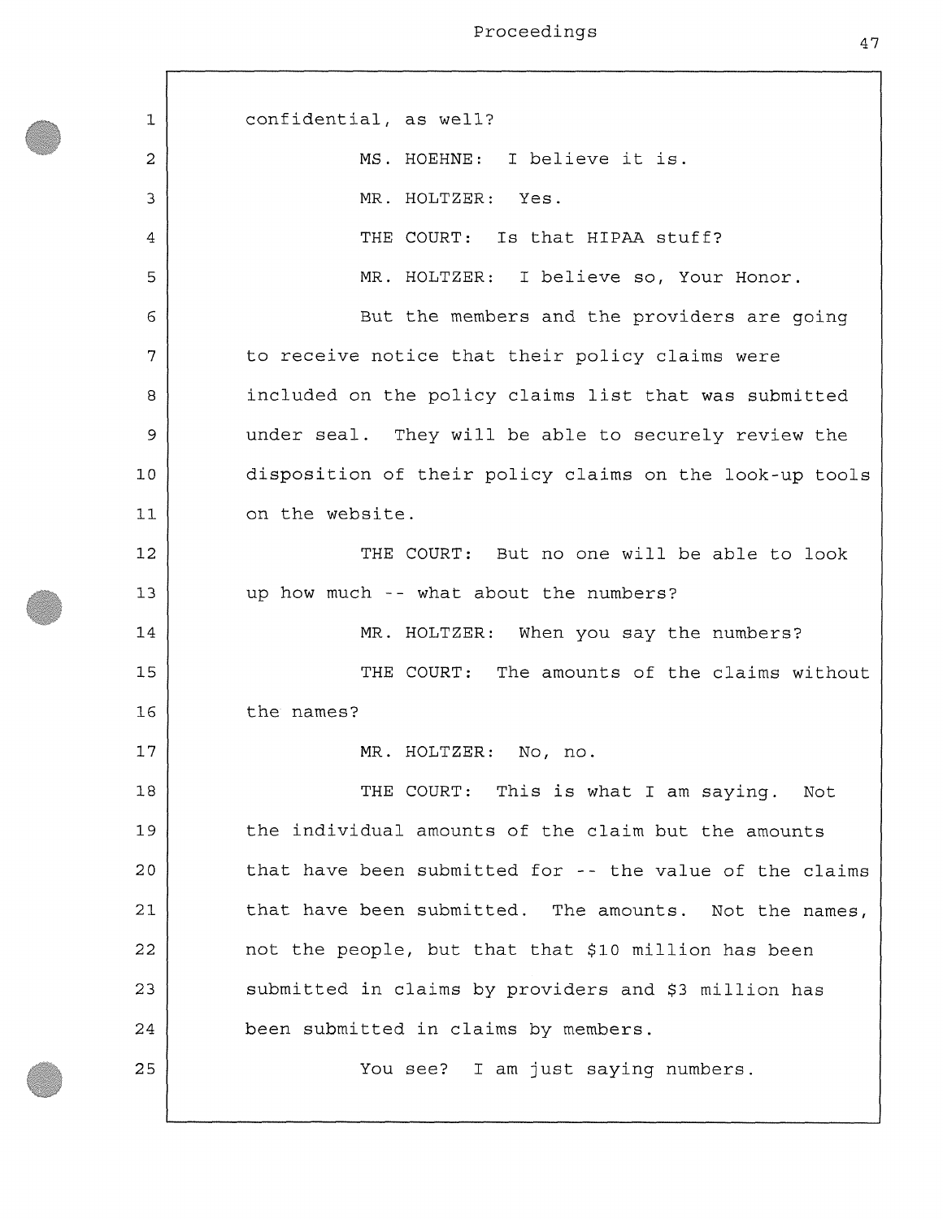confidential, as well?

MS. HOEHNE: I believe it is.

MR. HOLTZER: Yes.

THE COURT: Is that HIPAA stuff?

MR. HOLTZER: I believe so, Your Honor.

But the members and the providers are going to receive notice that their policy claims were included on the policy claims list that was submitted under seal. They will be able to securely review the disposition of their policy claims on the look-up tools on the website.

THE COURT: But no one will be able to look up how much -- what about the numbers?

MR. HOLTZER: When you say the numbers?

THE COURT: The amounts of the claims without the names?

MR. HOLTZER: No, no.

THE COURT: This is what I am saying. Not the individual amounts of the claim but the amounts that have been submitted for -- the value of the claims that have been submitted. The amounts. Not the names, not the people, but that that $10 million has been submitted in claims by providers and $3 million has been submitted in claims by members.

You see? I am just saying numbers.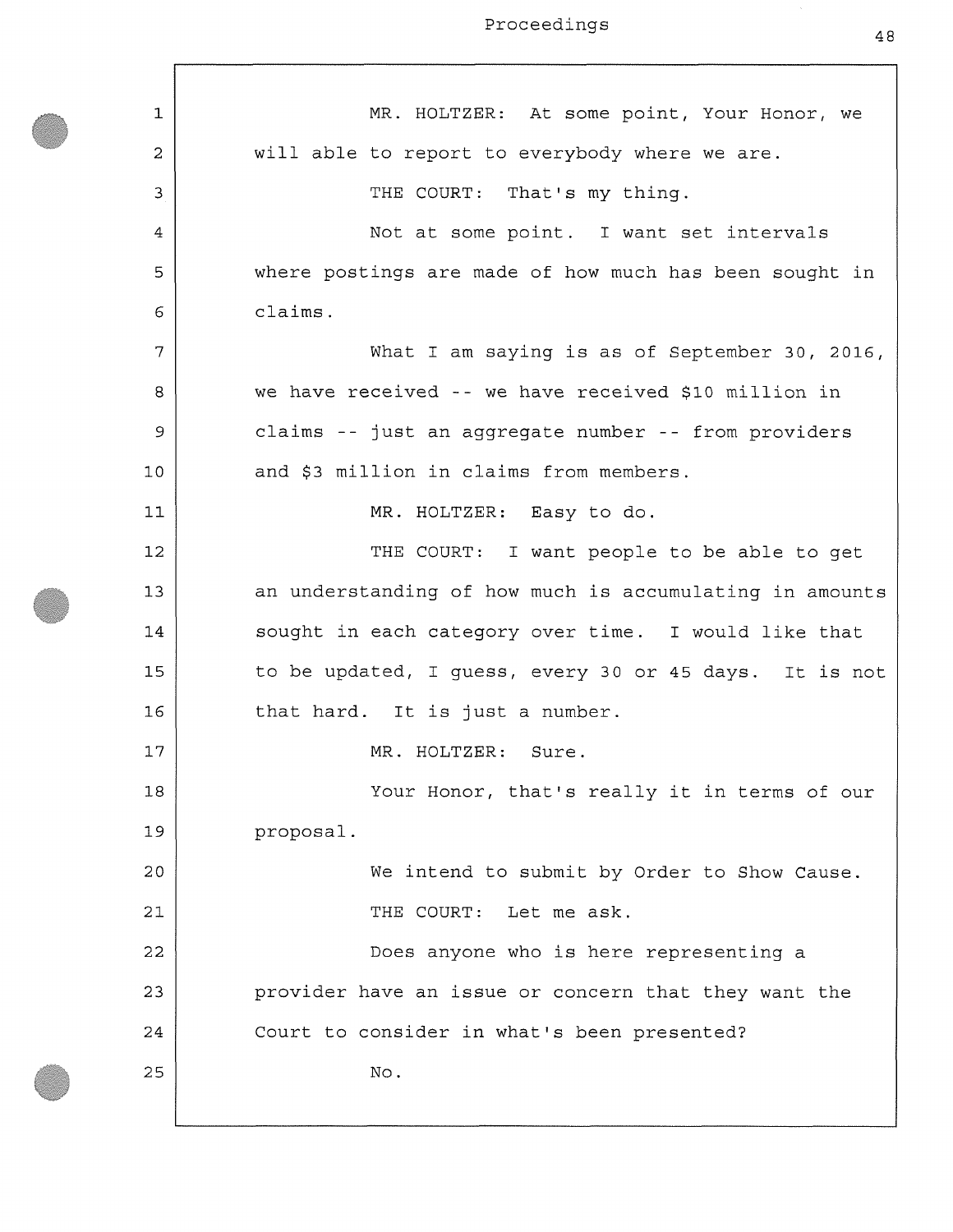MR. HOLTZER: At some point, Your Honor, we will able to report to everybody where we are.

THE COURT: That's my thing.

Not at some point. I want set intervals where postings are made of how much has been sought in claims.

What I am saying is as of September 30, 2016, we have received -- we have received $10 million in claims -- just an aggregate number -- from providers and $3 million in claims from members.

MR. HOLTZER: Easy to do.

THE COURT: I want people to be able to get an understanding of how much is accumulating in amounts sought in each category over time. I would like that to be updated, I guess, every 30 or 45 days. It is not that hard. It is just a number.

MR. HOLTZER: Sure.

Your Honor, that's really it in terms of our proposal.

We intend to submit by Order to Show Cause.

THE COURT: Let me ask.

Does anyone who is here representing a provider have an issue or concern that they want the Court to consider in what's been presented?

No.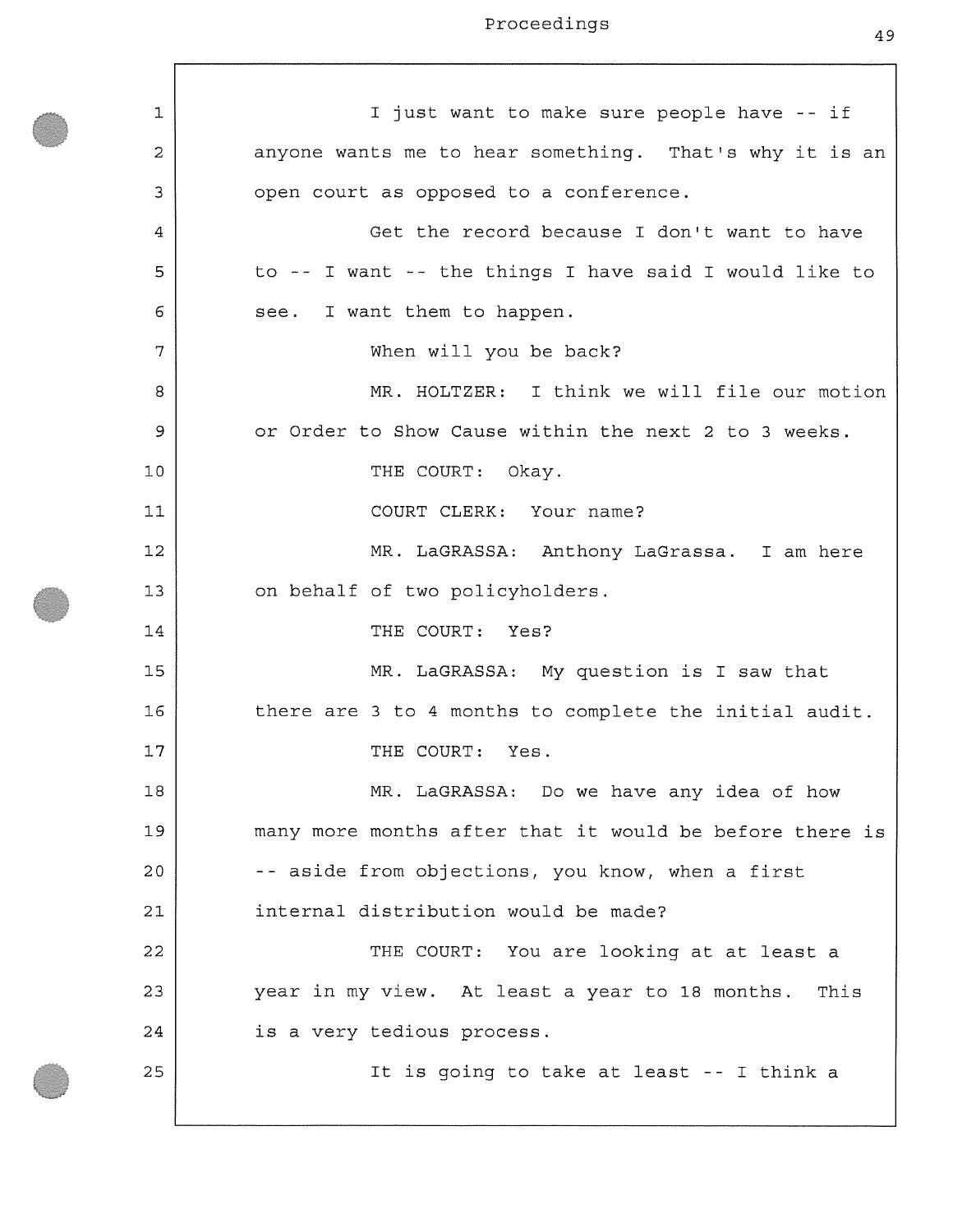I just want to make sure people have -- if anyone wants me to hear something. That's why it is an open court as opposed to a conference.

Get the record because I don't want to have to -- I want -- the things I have said I would like to see. I want them to happen.

When will you be back?

MR. HOLTZER: I think we will file our motion or Order to Show Cause within the next 2 to 3 weeks.

THE COURT: Okay.

COURT CLERK: Your name?

MR. LaGRASSA: Anthony LaGrassa. I am here on behalf of two policyholders.

THE COURT: Yes?

MR. LaGRASSA: My question is I saw that there are 3 to 4 months to complete the initial audit.

THE COURT: Yes.

MR. LaGRASSA: Do we have any idea of how many more months after that it would be before there is -- aside from objections, you know, when a first internal distribution would be made?

THE COURT: You are looking at at least a year in my view. At least a year to 18 months. This is a very tedious process.

It is going to take at least -- I think a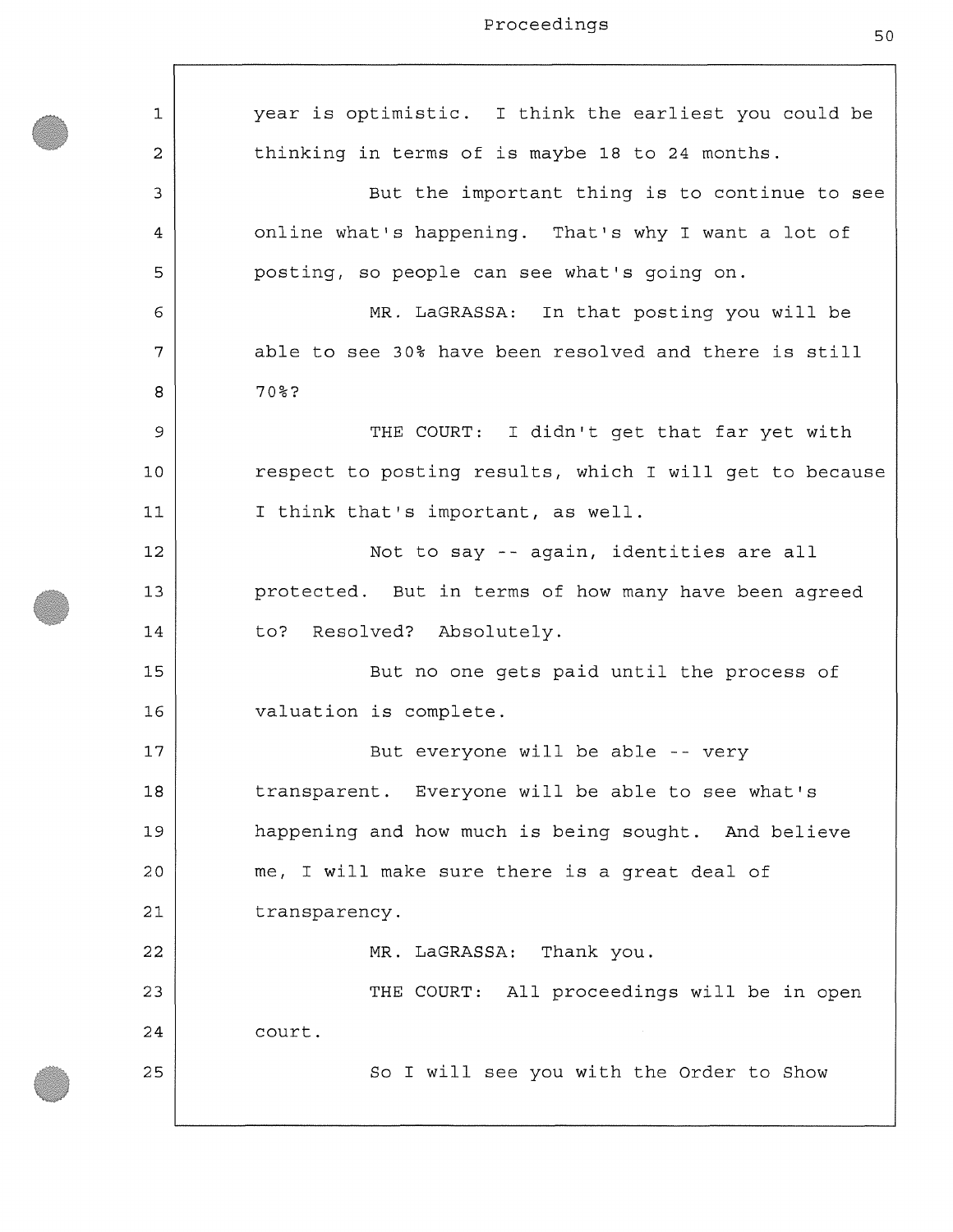year is optimistic. I think the earliest you could be thinking in terms of is maybe 18 to 24 months.

But the important thing is to continue to see online what's happening. That's why I want a lot of posting, so people can see what's going on.

MR. LaGRASSA: In that posting you will be able to see 30% have been resolved and there is still 70%?

THE COURT: I didn't get that far yet with respect to posting results, which I will get to because I think that's important, as well.

Not to say -- again, identities are all protected. But in terms of how many have been agreed to? Resolved? Absolutely.

But no one gets paid until the process of valuation is complete.

But everyone will be able -- very transparent. Everyone will be able to see what's happening and how much is being sought. And believe me, I will make sure there is a great deal of transparency.

MR. LaGRASSA: Thank you.

THE COURT: All proceedings will be in open court.

So I will see you with the Order to Show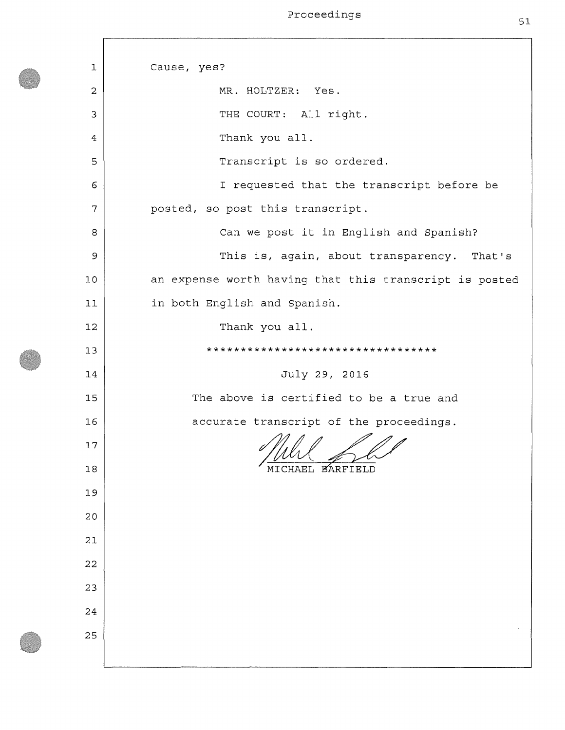Cause, yes?

MR. HOLTZER: Yes.

THE COURT: All right.

Thank you all.

Transcript is so ordered.

I requested that the transcript before be posted, so post this transcript.

Can we post it in English and Spanish?

This is, again, about transparency. That's an expense worth having that this transcript is posted in both English and Spanish.

Thank you all.

**********************************

July 29, 2016

The above is certified to be a true and accurate transcript of the proceedings.

MICHAEL BARFIELD